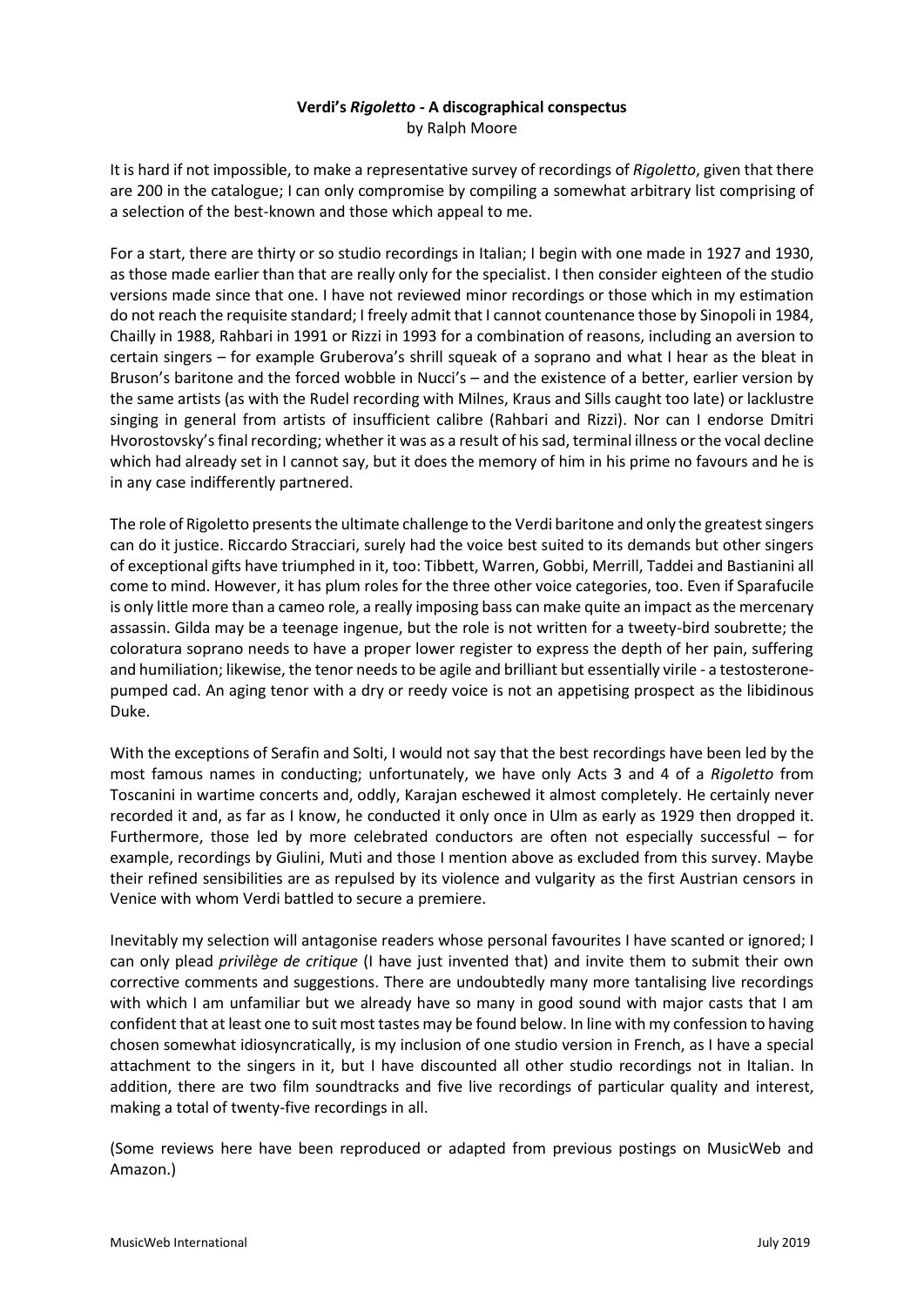# Verdi's *Rigoletto* - A discographical conspectus

by Ralph Moore

It is hard if not impossible, to make a representative survey of recordings of *Rigoletto*, given that there are 200 in the catalogue; I can only compromise by compiling a somewhat arbitrary list comprising of a selection of the best-known and those which appeal to me.

For a start, there are thirty or so studio recordings in Italian; I begin with one made in 1927 and 1930, as those made earlier than that are really only for the specialist. I then consider eighteen of the studio versions made since that one. I have not reviewed minor recordings or those which in my estimation do not reach the requisite standard; I freely admit that I cannot countenance those by Sinopoli in 1984, Chailly in 1988, Rahbari in 1991 or Rizzi in 1993 for a combination of reasons, including an aversion to certain singers – for example Gruberova's shrill squeak of a soprano and what I hear as the bleat in Bruson's baritone and the forced wobble in Nucci's – and the existence of a better, earlier version by the same artists (as with the Rudel recording with Milnes, Kraus and Sills caught too late) or lacklustre singing in general from artists of insufficient calibre (Rahbari and Rizzi). Nor can I endorse Dmitri Hvorostovsky's final recording; whether it was as a result of his sad, terminal illness or the vocal decline which had already set in I cannot say, but it does the memory of him in his prime no favours and he is in any case indifferently partnered.

The role of Rigoletto presents the ultimate challenge to the Verdi baritone and only the greatest singers can do it justice. Riccardo Stracciari, surely had the voice best suited to its demands but other singers of exceptional gifts have triumphed in it, too: Tibbett, Warren, Gobbi, Merrill, Taddei and Bastianini all come to mind. However, it has plum roles for the three other voice categories, too. Even if Sparafucile is only little more than a cameo role, a really imposing bass can make quite an impact as the mercenary assassin. Gilda may be a teenage ingenue, but the role is not written for a tweety-bird soubrette; the coloratura soprano needs to have a proper lower register to express the depth of her pain, suffering and humiliation; likewise, the tenor needs to be agile and brilliant but essentially virile - a testosterone-pumped cad. An aging tenor with a dry or reedy voice is not an appetising prospect as the libidinous Duke.

With the exceptions of Serafin and Solti, I would not say that the best recordings have been led by the most famous names in conducting; unfortunately, we have only Acts 3 and 4 of a *Rigoletto* from Toscanini in wartime concerts and, oddly, Karajan eschewed it almost completely. He certainly never recorded it and, as far as I know, he conducted it only once in Ulm as early as 1929 then dropped it. Furthermore, those led by more celebrated conductors are often not especially successful – for example, recordings by Giulini, Muti and those I mention above as excluded from this survey. Maybe their refined sensibilities are as repulsed by its violence and vulgarity as the first Austrian censors in Venice with whom Verdi battled to secure a premiere.

Inevitably my selection will antagonise readers whose personal favourites I have scanted or ignored; I can only plead *privilège de critique* (I have just invented that) and invite them to submit their own corrective comments and suggestions. There are undoubtedly many more tantalising live recordings with which I am unfamiliar but we already have so many in good sound with major casts that I am confident that at least one to suit most tastes may be found below. In line with my confession to having chosen somewhat idiosyncratically, is my inclusion of one studio version in French, as I have a special attachment to the singers in it, but I have discounted all other studio recordings not in Italian. In addition, there are two film soundtracks and five live recordings of particular quality and interest, making a total of twenty-five recordings in all.

(Some reviews here have been reproduced or adapted from previous postings on MusicWeb and Amazon.)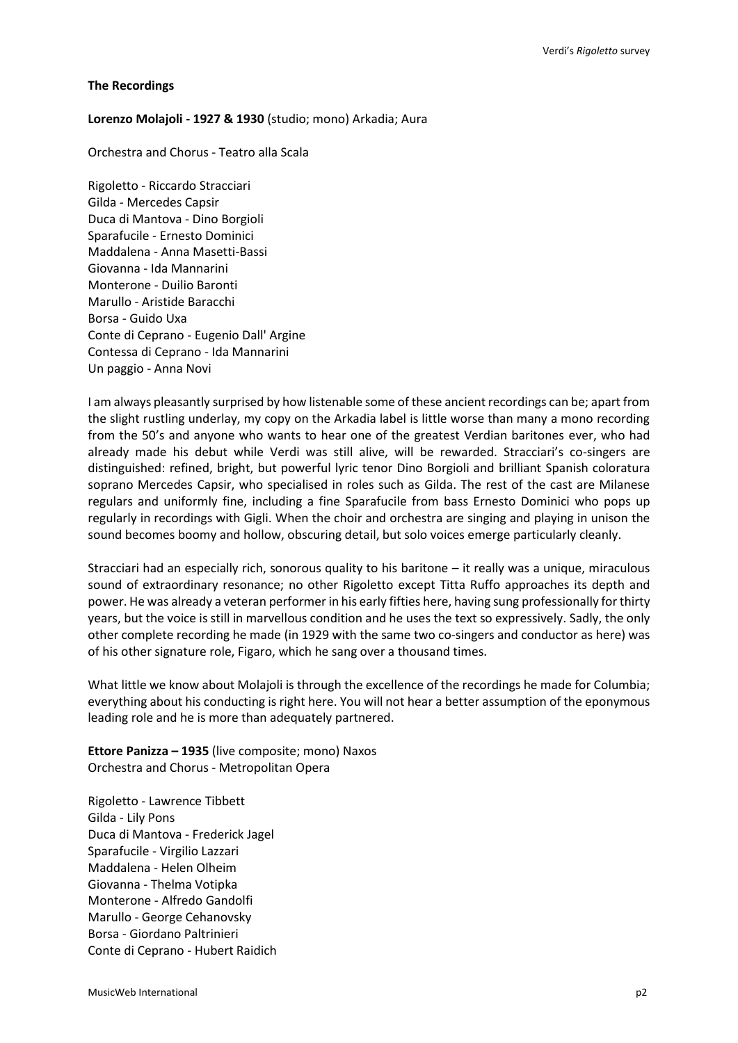**The Recordings**

**Lorenzo Molajoli - 1927 & 1930** (studio; mono) Arkadia; Aura

Orchestra and Chorus - Teatro alla Scala

Rigoletto - Riccardo Stracciari
Gilda - Mercedes Capsir
Duca di Mantova - Dino Borgioli
Sparafucile - Ernesto Dominici
Maddalena - Anna Masetti-Bassi
Giovanna - Ida Mannarini
Monterone - Duilio Baronti
Marullo - Aristide Baracchi
Borsa - Guido Uxa
Conte di Ceprano - Eugenio Dall' Argine
Contessa di Ceprano - Ida Mannarini
Un paggio - Anna Novi

I am always pleasantly surprised by how listenable some of these ancient recordings can be; apart from the slight rustling underlay, my copy on the Arkadia label is little worse than many a mono recording from the 50's and anyone who wants to hear one of the greatest Verdian baritones ever, who had already made his debut while Verdi was still alive, will be rewarded. Stracciari's co-singers are distinguished: refined, bright, but powerful lyric tenor Dino Borgioli and brilliant Spanish coloratura soprano Mercedes Capsir, who specialised in roles such as Gilda. The rest of the cast are Milanese regulars and uniformly fine, including a fine Sparafucile from bass Ernesto Dominici who pops up regularly in recordings with Gigli. When the choir and orchestra are singing and playing in unison the sound becomes boomy and hollow, obscuring detail, but solo voices emerge particularly cleanly.

Stracciari had an especially rich, sonorous quality to his baritone – it really was a unique, miraculous sound of extraordinary resonance; no other Rigoletto except Titta Ruffo approaches its depth and power. He was already a veteran performer in his early fifties here, having sung professionally for thirty years, but the voice is still in marvellous condition and he uses the text so expressively. Sadly, the only other complete recording he made (in 1929 with the same two co-singers and conductor as here) was of his other signature role, Figaro, which he sang over a thousand times.

What little we know about Molajoli is through the excellence of the recordings he made for Columbia; everything about his conducting is right here. You will not hear a better assumption of the eponymous leading role and he is more than adequately partnered.

**Ettore Panizza – 1935** (live composite; mono) Naxos
Orchestra and Chorus - Metropolitan Opera

Rigoletto - Lawrence Tibbett
Gilda - Lily Pons
Duca di Mantova - Frederick Jagel
Sparafucile - Virgilio Lazzari
Maddalena - Helen Olheim
Giovanna - Thelma Votipka
Monterone - Alfredo Gandolfi
Marullo - George Cehanovsky
Borsa - Giordano Paltrinieri
Conte di Ceprano - Hubert Raidich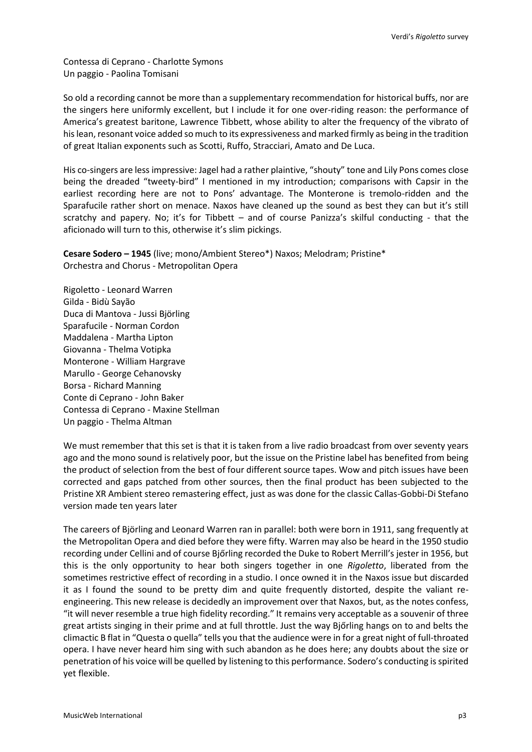Contessa di Ceprano - Charlotte Symons
Un paggio - Paolina Tomisani

So old a recording cannot be more than a supplementary recommendation for historical buffs, nor are the singers here uniformly excellent, but I include it for one over-riding reason: the performance of America's greatest baritone, Lawrence Tibbett, whose ability to alter the frequency of the vibrato of his lean, resonant voice added so much to its expressiveness and marked firmly as being in the tradition of great Italian exponents such as Scotti, Ruffo, Stracciari, Amato and De Luca.

His co-singers are less impressive: Jagel had a rather plaintive, "shouty" tone and Lily Pons comes close being the dreaded "tweety-bird" I mentioned in my introduction; comparisons with Capsir in the earliest recording here are not to Pons' advantage. The Monterone is tremolo-ridden and the Sparafucile rather short on menace. Naxos have cleaned up the sound as best they can but it's still scratchy and papery. No; it's for Tibbett – and of course Panizza's skilful conducting - that the aficionado will turn to this, otherwise it's slim pickings.

**Cesare Sodero – 1945** (live; mono/Ambient Stereo*) Naxos; Melodram; Pristine*
Orchestra and Chorus - Metropolitan Opera

Rigoletto - Leonard Warren
Gilda - Bidù Sayão
Duca di Mantova - Jussi Björling
Sparafucile - Norman Cordon
Maddalena - Martha Lipton
Giovanna - Thelma Votipka
Monterone - William Hargrave
Marullo - George Cehanovsky
Borsa - Richard Manning
Conte di Ceprano - John Baker
Contessa di Ceprano - Maxine Stellman
Un paggio - Thelma Altman

We must remember that this set is that it is taken from a live radio broadcast from over seventy years ago and the mono sound is relatively poor, but the issue on the Pristine label has benefited from being the product of selection from the best of four different source tapes. Wow and pitch issues have been corrected and gaps patched from other sources, then the final product has been subjected to the Pristine XR Ambient stereo remastering effect, just as was done for the classic Callas-Gobbi-Di Stefano version made ten years later

The careers of Björling and Leonard Warren ran in parallel: both were born in 1911, sang frequently at the Metropolitan Opera and died before they were fifty. Warren may also be heard in the 1950 studio recording under Cellini and of course Bjőrling recorded the Duke to Robert Merrill's jester in 1956, but this is the only opportunity to hear both singers together in one *Rigoletto*, liberated from the sometimes restrictive effect of recording in a studio. I once owned it in the Naxos issue but discarded it as I found the sound to be pretty dim and quite frequently distorted, despite the valiant re-engineering. This new release is decidedly an improvement over that Naxos, but, as the notes confess, "it will never resemble a true high fidelity recording." It remains very acceptable as a souvenir of three great artists singing in their prime and at full throttle. Just the way Bjőrling hangs on to and belts the climactic B flat in "Questa o quella" tells you that the audience were in for a great night of full-throated opera. I have never heard him sing with such abandon as he does here; any doubts about the size or penetration of his voice will be quelled by listening to this performance. Sodero's conducting is spirited yet flexible.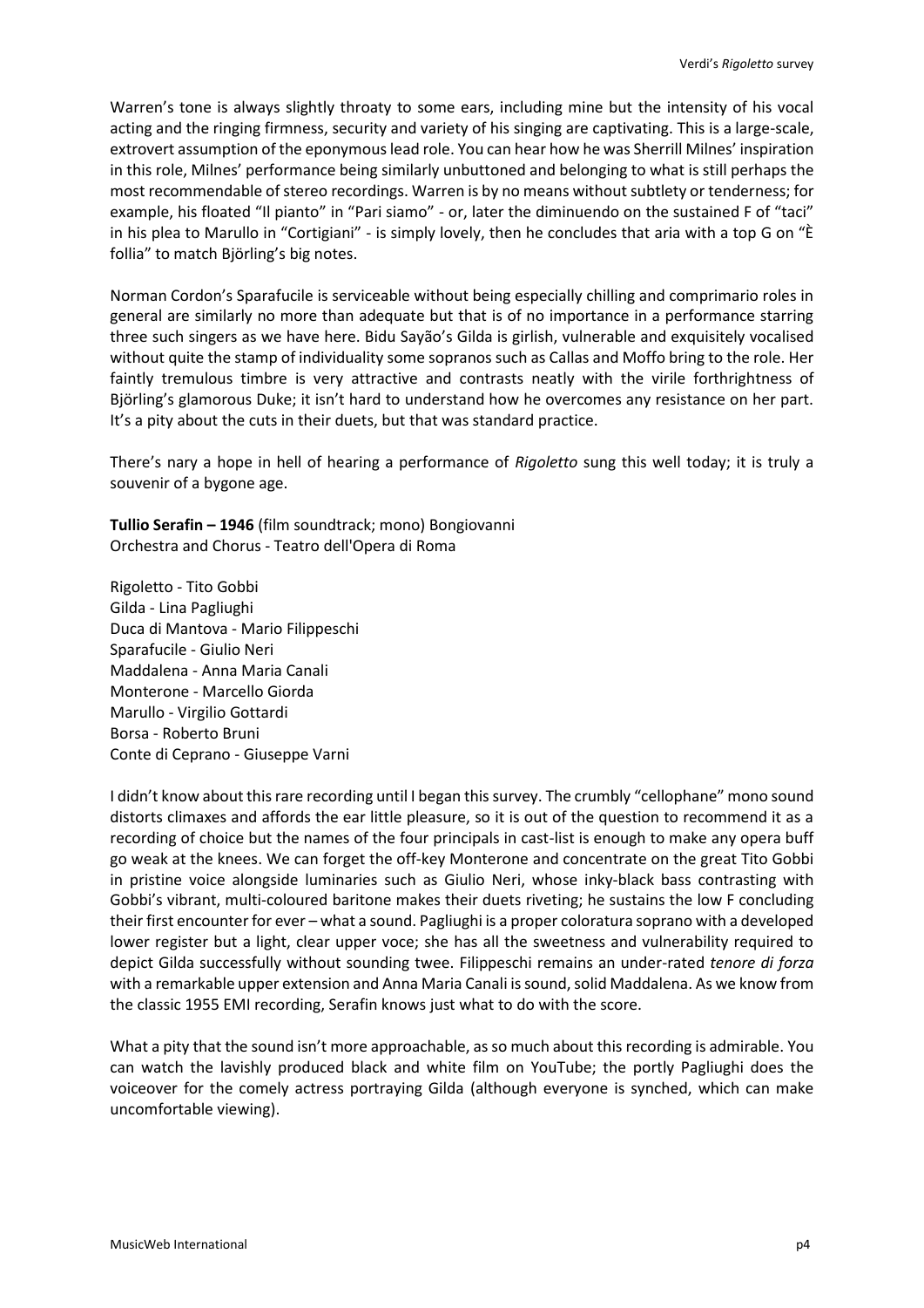Warren's tone is always slightly throaty to some ears, including mine but the intensity of his vocal acting and the ringing firmness, security and variety of his singing are captivating. This is a large-scale, extrovert assumption of the eponymous lead role. You can hear how he was Sherrill Milnes' inspiration in this role, Milnes' performance being similarly unbuttoned and belonging to what is still perhaps the most recommendable of stereo recordings. Warren is by no means without subtlety or tenderness; for example, his floated "Il pianto" in "Pari siamo" - or, later the diminuendo on the sustained F of "taci" in his plea to Marullo in "Cortigiani" - is simply lovely, then he concludes that aria with a top G on "È follia" to match Björling's big notes.

Norman Cordon's Sparafucile is serviceable without being especially chilling and comprimario roles in general are similarly no more than adequate but that is of no importance in a performance starring three such singers as we have here. Bidu Sayão's Gilda is girlish, vulnerable and exquisitely vocalised without quite the stamp of individuality some sopranos such as Callas and Moffo bring to the role. Her faintly tremulous timbre is very attractive and contrasts neatly with the virile forthrightness of Björling's glamorous Duke; it isn't hard to understand how he overcomes any resistance on her part. It's a pity about the cuts in their duets, but that was standard practice.

There's nary a hope in hell of hearing a performance of *Rigoletto* sung this well today; it is truly a souvenir of a bygone age.

**Tullio Serafin – 1946** (film soundtrack; mono) Bongiovanni
Orchestra and Chorus - Teatro dell'Opera di Roma

Rigoletto - Tito Gobbi
Gilda - Lina Pagliughi
Duca di Mantova - Mario Filippeschi
Sparafucile - Giulio Neri
Maddalena - Anna Maria Canali
Monterone - Marcello Giorda
Marullo - Virgilio Gottardi
Borsa - Roberto Bruni
Conte di Ceprano - Giuseppe Varni

I didn't know about this rare recording until I began this survey. The crumbly "cellophane" mono sound distorts climaxes and affords the ear little pleasure, so it is out of the question to recommend it as a recording of choice but the names of the four principals in cast-list is enough to make any opera buff go weak at the knees. We can forget the off-key Monterone and concentrate on the great Tito Gobbi in pristine voice alongside luminaries such as Giulio Neri, whose inky-black bass contrasting with Gobbi's vibrant, multi-coloured baritone makes their duets riveting; he sustains the low F concluding their first encounter for ever – what a sound. Pagliughi is a proper coloratura soprano with a developed lower register but a light, clear upper voce; she has all the sweetness and vulnerability required to depict Gilda successfully without sounding twee. Filippeschi remains an under-rated *tenore di forza* with a remarkable upper extension and Anna Maria Canali is sound, solid Maddalena. As we know from the classic 1955 EMI recording, Serafin knows just what to do with the score.

What a pity that the sound isn't more approachable, as so much about this recording is admirable. You can watch the lavishly produced black and white film on YouTube; the portly Pagliughi does the voiceover for the comely actress portraying Gilda (although everyone is synched, which can make uncomfortable viewing).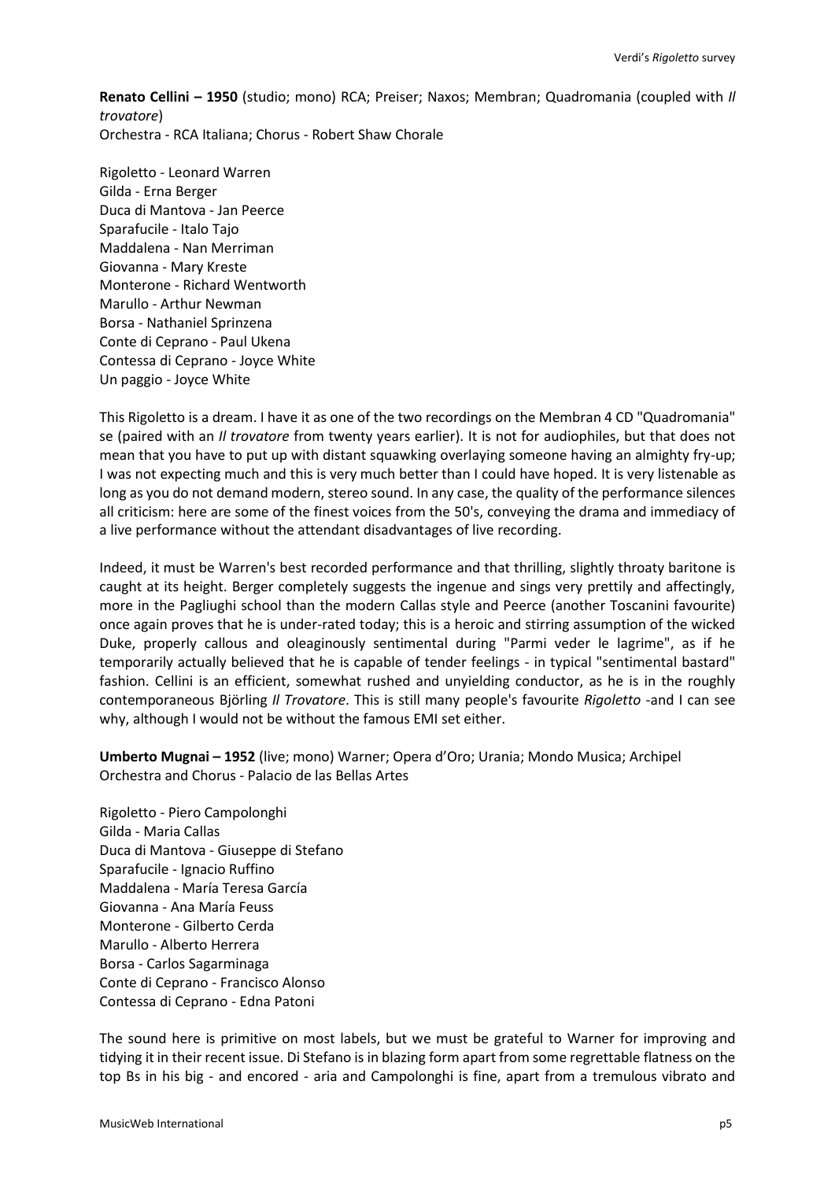**Renato Cellini – 1950** (studio; mono) RCA; Preiser; Naxos; Membran; Quadromania (coupled with *Il trovatore*)
Orchestra - RCA Italiana; Chorus - Robert Shaw Chorale

Rigoletto - Leonard Warren
Gilda - Erna Berger
Duca di Mantova - Jan Peerce
Sparafucile - Italo Tajo
Maddalena - Nan Merriman
Giovanna - Mary Kreste
Monterone - Richard Wentworth
Marullo - Arthur Newman
Borsa - Nathaniel Sprinzena
Conte di Ceprano - Paul Ukena
Contessa di Ceprano - Joyce White
Un paggio - Joyce White

This Rigoletto is a dream. I have it as one of the two recordings on the Membran 4 CD "Quadromania" se (paired with an *Il trovatore* from twenty years earlier). It is not for audiophiles, but that does not mean that you have to put up with distant squawking overlaying someone having an almighty fry-up; I was not expecting much and this is very much better than I could have hoped. It is very listenable as long as you do not demand modern, stereo sound. In any case, the quality of the performance silences all criticism: here are some of the finest voices from the 50's, conveying the drama and immediacy of a live performance without the attendant disadvantages of live recording.

Indeed, it must be Warren's best recorded performance and that thrilling, slightly throaty baritone is caught at its height. Berger completely suggests the ingenue and sings very prettily and affectingly, more in the Pagliughi school than the modern Callas style and Peerce (another Toscanini favourite) once again proves that he is under-rated today; this is a heroic and stirring assumption of the wicked Duke, properly callous and oleaginously sentimental during "Parmi veder le lagrime", as if he temporarily actually believed that he is capable of tender feelings - in typical "sentimental bastard" fashion. Cellini is an efficient, somewhat rushed and unyielding conductor, as he is in the roughly contemporaneous Björling *Il Trovatore*. This is still many people's favourite *Rigoletto* -and I can see why, although I would not be without the famous EMI set either.

**Umberto Mugnai – 1952** (live; mono) Warner; Opera d'Oro; Urania; Mondo Musica; Archipel
Orchestra and Chorus - Palacio de las Bellas Artes

Rigoletto - Piero Campolonghi
Gilda - Maria Callas
Duca di Mantova - Giuseppe di Stefano
Sparafucile - Ignacio Ruffino
Maddalena - María Teresa García
Giovanna - Ana María Feuss
Monterone - Gilberto Cerda
Marullo - Alberto Herrera
Borsa - Carlos Sagarminaga
Conte di Ceprano - Francisco Alonso
Contessa di Ceprano - Edna Patoni

The sound here is primitive on most labels, but we must be grateful to Warner for improving and tidying it in their recent issue. Di Stefano is in blazing form apart from some regrettable flatness on the top Bs in his big - and encored - aria and Campolonghi is fine, apart from a tremulous vibrato and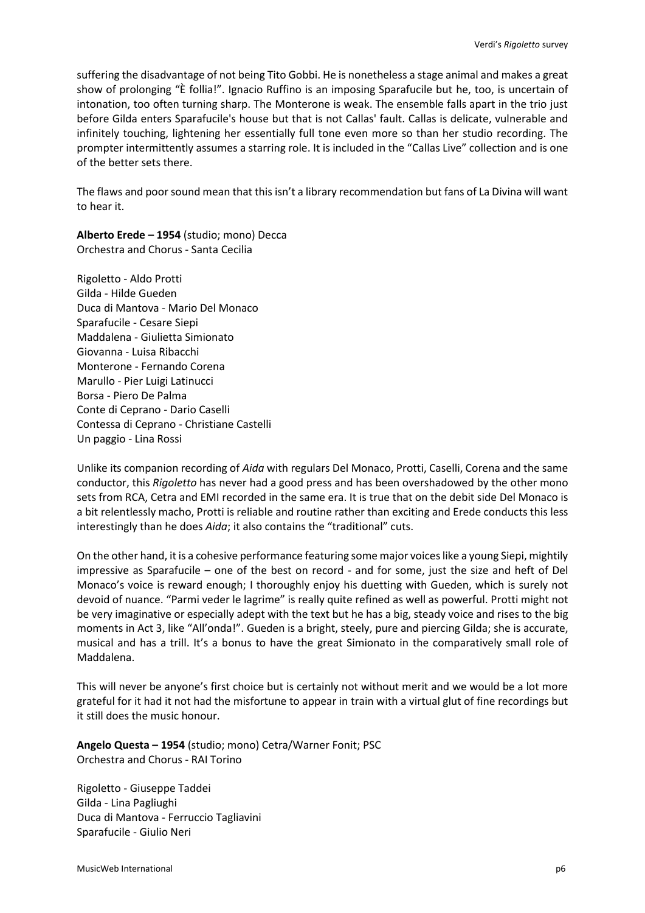suffering the disadvantage of not being Tito Gobbi. He is nonetheless a stage animal and makes a great show of prolonging "È follia!". Ignacio Ruffino is an imposing Sparafucile but he, too, is uncertain of intonation, too often turning sharp. The Monterone is weak. The ensemble falls apart in the trio just before Gilda enters Sparafucile's house but that is not Callas' fault. Callas is delicate, vulnerable and infinitely touching, lightening her essentially full tone even more so than her studio recording. The prompter intermittently assumes a starring role. It is included in the "Callas Live" collection and is one of the better sets there.

The flaws and poor sound mean that this isn't a library recommendation but fans of La Divina will want to hear it.

**Alberto Erede – 1954** (studio; mono) Decca
Orchestra and Chorus - Santa Cecilia

Rigoletto - Aldo Protti
Gilda - Hilde Gueden
Duca di Mantova - Mario Del Monaco
Sparafucile - Cesare Siepi
Maddalena - Giulietta Simionato
Giovanna - Luisa Ribacchi
Monterone - Fernando Corena
Marullo - Pier Luigi Latinucci
Borsa - Piero De Palma
Conte di Ceprano - Dario Caselli
Contessa di Ceprano - Christiane Castelli
Un paggio - Lina Rossi

Unlike its companion recording of *Aida* with regulars Del Monaco, Protti, Caselli, Corena and the same conductor, this *Rigoletto* has never had a good press and has been overshadowed by the other mono sets from RCA, Cetra and EMI recorded in the same era. It is true that on the debit side Del Monaco is a bit relentlessly macho, Protti is reliable and routine rather than exciting and Erede conducts this less interestingly than he does *Aida*; it also contains the "traditional" cuts.

On the other hand, it is a cohesive performance featuring some major voices like a young Siepi, mightily impressive as Sparafucile – one of the best on record - and for some, just the size and heft of Del Monaco's voice is reward enough; I thoroughly enjoy his duetting with Gueden, which is surely not devoid of nuance. "Parmi veder le lagrime" is really quite refined as well as powerful. Protti might not be very imaginative or especially adept with the text but he has a big, steady voice and rises to the big moments in Act 3, like "All'onda!". Gueden is a bright, steely, pure and piercing Gilda; she is accurate, musical and has a trill. It's a bonus to have the great Simionato in the comparatively small role of Maddalena.

This will never be anyone's first choice but is certainly not without merit and we would be a lot more grateful for it had it not had the misfortune to appear in train with a virtual glut of fine recordings but it still does the music honour.

**Angelo Questa – 1954** (studio; mono) Cetra/Warner Fonit; PSC
Orchestra and Chorus - RAI Torino

Rigoletto - Giuseppe Taddei
Gilda - Lina Pagliughi
Duca di Mantova - Ferruccio Tagliavini
Sparafucile - Giulio Neri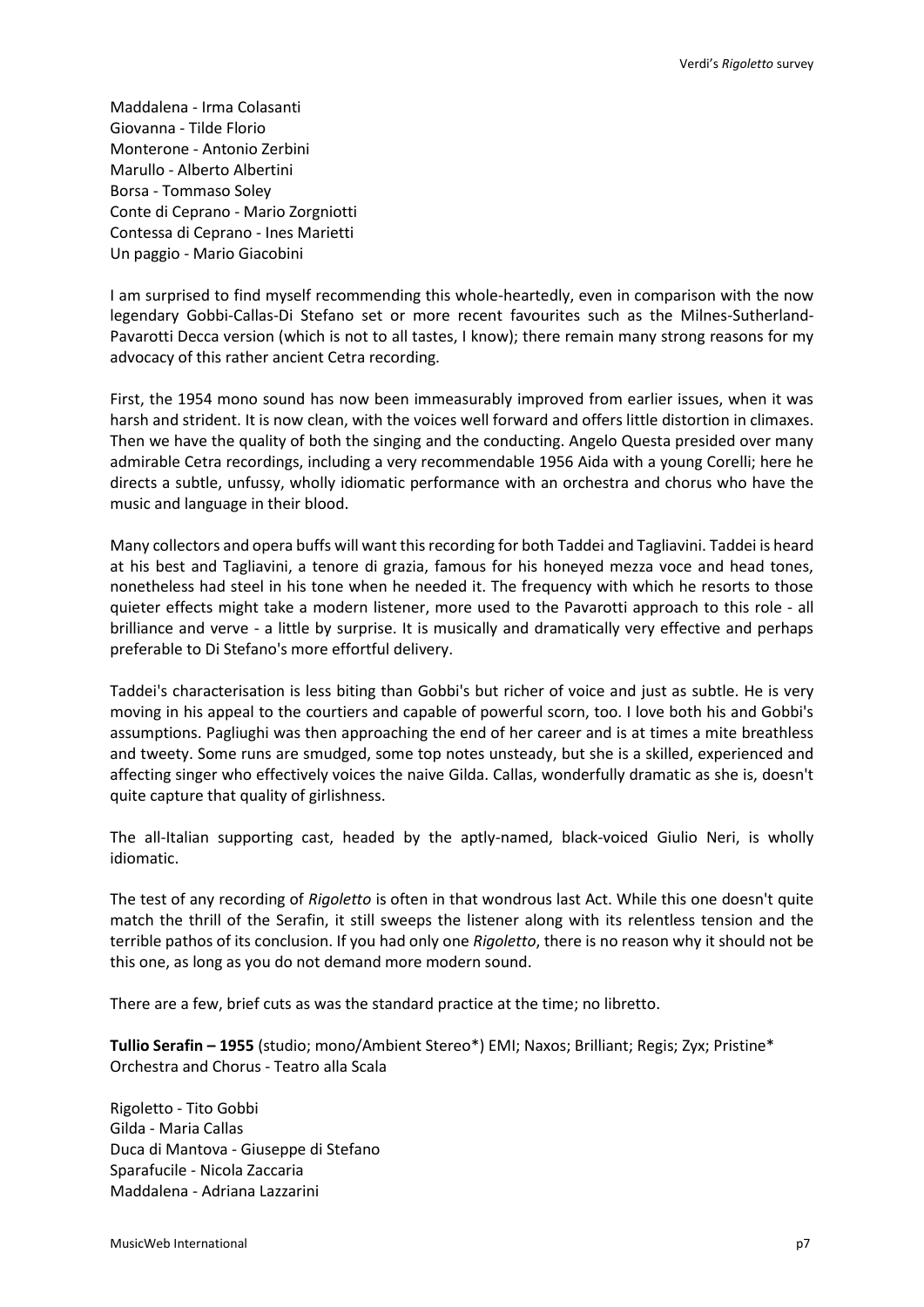Maddalena - Irma Colasanti
Giovanna - Tilde Florio
Monterone - Antonio Zerbini
Marullo - Alberto Albertini
Borsa - Tommaso Soley
Conte di Ceprano - Mario Zorgniotti
Contessa di Ceprano - Ines Marietti
Un paggio - Mario Giacobini

I am surprised to find myself recommending this whole-heartedly, even in comparison with the now legendary Gobbi-Callas-Di Stefano set or more recent favourites such as the Milnes-Sutherland-Pavarotti Decca version (which is not to all tastes, I know); there remain many strong reasons for my advocacy of this rather ancient Cetra recording.

First, the 1954 mono sound has now been immeasurably improved from earlier issues, when it was harsh and strident. It is now clean, with the voices well forward and offers little distortion in climaxes. Then we have the quality of both the singing and the conducting. Angelo Questa presided over many admirable Cetra recordings, including a very recommendable 1956 Aida with a young Corelli; here he directs a subtle, unfussy, wholly idiomatic performance with an orchestra and chorus who have the music and language in their blood.

Many collectors and opera buffs will want this recording for both Taddei and Tagliavini. Taddei is heard at his best and Tagliavini, a tenore di grazia, famous for his honeyed mezza voce and head tones, nonetheless had steel in his tone when he needed it. The frequency with which he resorts to those quieter effects might take a modern listener, more used to the Pavarotti approach to this role - all brilliance and verve - a little by surprise. It is musically and dramatically very effective and perhaps preferable to Di Stefano's more effortful delivery.

Taddei's characterisation is less biting than Gobbi's but richer of voice and just as subtle. He is very moving in his appeal to the courtiers and capable of powerful scorn, too. I love both his and Gobbi's assumptions. Pagliughi was then approaching the end of her career and is at times a mite breathless and tweety. Some runs are smudged, some top notes unsteady, but she is a skilled, experienced and affecting singer who effectively voices the naive Gilda. Callas, wonderfully dramatic as she is, doesn't quite capture that quality of girlishness.

The all-Italian supporting cast, headed by the aptly-named, black-voiced Giulio Neri, is wholly idiomatic.

The test of any recording of *Rigoletto* is often in that wondrous last Act. While this one doesn't quite match the thrill of the Serafin, it still sweeps the listener along with its relentless tension and the terrible pathos of its conclusion. If you had only one *Rigoletto*, there is no reason why it should not be this one, as long as you do not demand more modern sound.

There are a few, brief cuts as was the standard practice at the time; no libretto.

**Tullio Serafin – 1955** (studio; mono/Ambient Stereo*) EMI; Naxos; Brilliant; Regis; Zyx; Pristine*
Orchestra and Chorus - Teatro alla Scala

Rigoletto - Tito Gobbi
Gilda - Maria Callas
Duca di Mantova - Giuseppe di Stefano
Sparafucile - Nicola Zaccaria
Maddalena - Adriana Lazzarini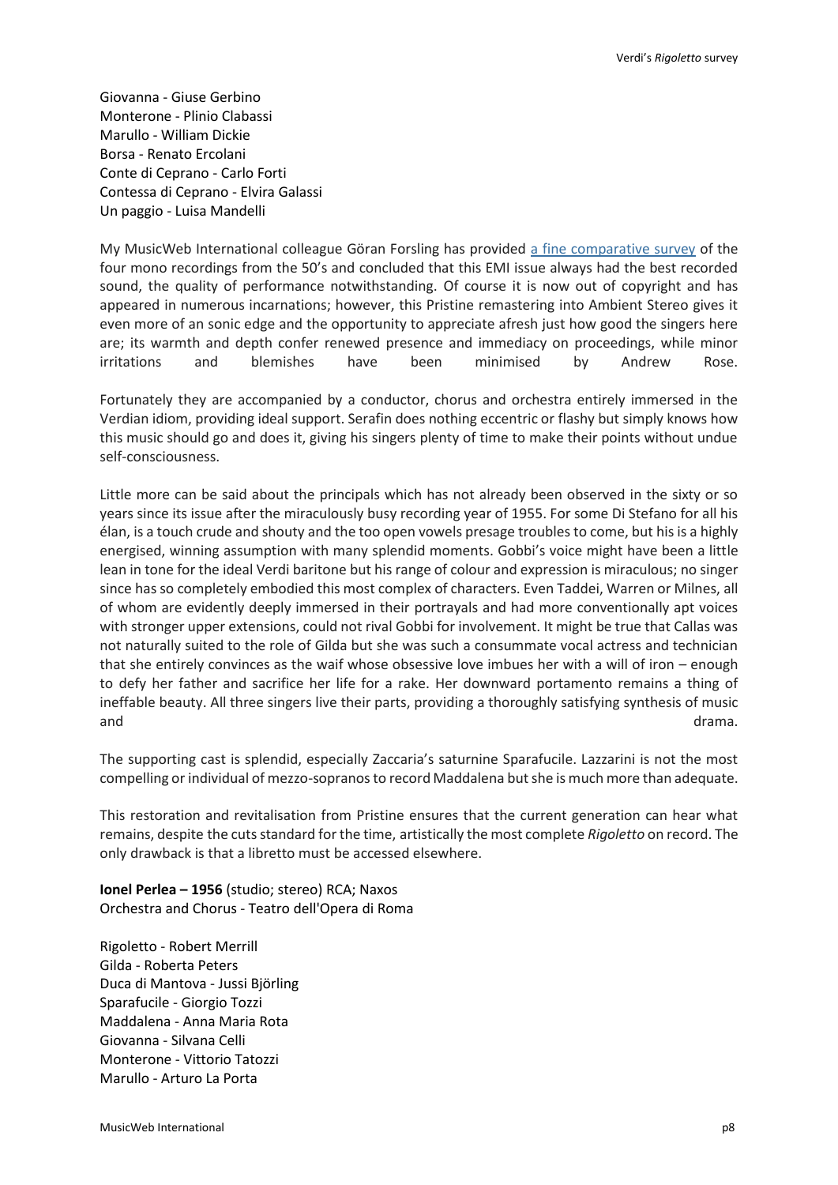Giovanna - Giuse Gerbino
Monterone - Plinio Clabassi
Marullo - William Dickie
Borsa - Renato Ercolani
Conte di Ceprano - Carlo Forti
Contessa di Ceprano - Elvira Galassi
Un paggio - Luisa Mandelli

My MusicWeb International colleague Göran Forsling has provided [a fine comparative survey]() of the four mono recordings from the 50's and concluded that this EMI issue always had the best recorded sound, the quality of performance notwithstanding. Of course it is now out of copyright and has appeared in numerous incarnations; however, this Pristine remastering into Ambient Stereo gives it even more of an sonic edge and the opportunity to appreciate afresh just how good the singers here are; its warmth and depth confer renewed presence and immediacy on proceedings, while minor irritations and blemishes have been minimised by Andrew Rose.

Fortunately they are accompanied by a conductor, chorus and orchestra entirely immersed in the Verdian idiom, providing ideal support. Serafin does nothing eccentric or flashy but simply knows how this music should go and does it, giving his singers plenty of time to make their points without undue self-consciousness.

Little more can be said about the principals which has not already been observed in the sixty or so years since its issue after the miraculously busy recording year of 1955. For some Di Stefano for all his élan, is a touch crude and shouty and the too open vowels presage troubles to come, but his is a highly energised, winning assumption with many splendid moments. Gobbi's voice might have been a little lean in tone for the ideal Verdi baritone but his range of colour and expression is miraculous; no singer since has so completely embodied this most complex of characters. Even Taddei, Warren or Milnes, all of whom are evidently deeply immersed in their portrayals and had more conventionally apt voices with stronger upper extensions, could not rival Gobbi for involvement. It might be true that Callas was not naturally suited to the role of Gilda but she was such a consummate vocal actress and technician that she entirely convinces as the waif whose obsessive love imbues her with a will of iron – enough to defy her father and sacrifice her life for a rake. Her downward portamento remains a thing of ineffable beauty. All three singers live their parts, providing a thoroughly satisfying synthesis of music and drama.

The supporting cast is splendid, especially Zaccaria's saturnine Sparafucile. Lazzarini is not the most compelling or individual of mezzo-sopranos to record Maddalena but she is much more than adequate.

This restoration and revitalisation from Pristine ensures that the current generation can hear what remains, despite the cuts standard for the time, artistically the most complete *Rigoletto* on record. The only drawback is that a libretto must be accessed elsewhere.

**Ionel Perlea – 1956** (studio; stereo) RCA; Naxos
Orchestra and Chorus - Teatro dell'Opera di Roma

Rigoletto - Robert Merrill
Gilda - Roberta Peters
Duca di Mantova - Jussi Björling
Sparafucile - Giorgio Tozzi
Maddalena - Anna Maria Rota
Giovanna - Silvana Celli
Monterone - Vittorio Tatozzi
Marullo - Arturo La Porta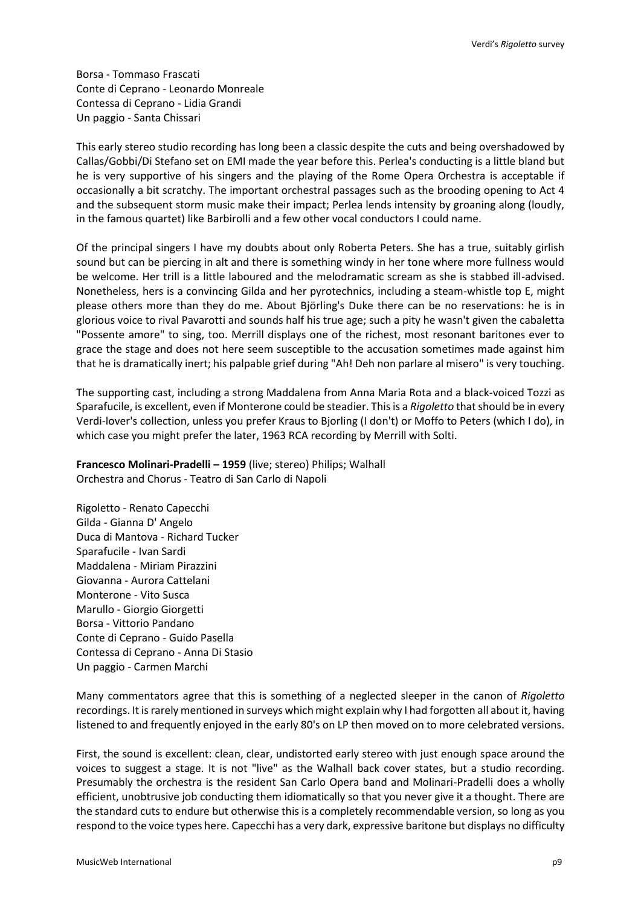Borsa - Tommaso Frascati
Conte di Ceprano - Leonardo Monreale
Contessa di Ceprano - Lidia Grandi
Un paggio - Santa Chissari

This early stereo studio recording has long been a classic despite the cuts and being overshadowed by Callas/Gobbi/Di Stefano set on EMI made the year before this. Perlea's conducting is a little bland but he is very supportive of his singers and the playing of the Rome Opera Orchestra is acceptable if occasionally a bit scratchy. The important orchestral passages such as the brooding opening to Act 4 and the subsequent storm music make their impact; Perlea lends intensity by groaning along (loudly, in the famous quartet) like Barbirolli and a few other vocal conductors I could name.

Of the principal singers I have my doubts about only Roberta Peters. She has a true, suitably girlish sound but can be piercing in alt and there is something windy in her tone where more fullness would be welcome. Her trill is a little laboured and the melodramatic scream as she is stabbed ill-advised. Nonetheless, hers is a convincing Gilda and her pyrotechnics, including a steam-whistle top E, might please others more than they do me. About Björling's Duke there can be no reservations: he is in glorious voice to rival Pavarotti and sounds half his true age; such a pity he wasn't given the cabaletta "Possente amore" to sing, too. Merrill displays one of the richest, most resonant baritones ever to grace the stage and does not here seem susceptible to the accusation sometimes made against him that he is dramatically inert; his palpable grief during "Ah! Deh non parlare al misero" is very touching.

The supporting cast, including a strong Maddalena from Anna Maria Rota and a black-voiced Tozzi as Sparafucile, is excellent, even if Monterone could be steadier. This is a *Rigoletto* that should be in every Verdi-lover's collection, unless you prefer Kraus to Bjorling (I don't) or Moffo to Peters (which I do), in which case you might prefer the later, 1963 RCA recording by Merrill with Solti.

**Francesco Molinari-Pradelli – 1959** (live; stereo) Philips; Walhall
Orchestra and Chorus - Teatro di San Carlo di Napoli

Rigoletto - Renato Capecchi
Gilda - Gianna D' Angelo
Duca di Mantova - Richard Tucker
Sparafucile - Ivan Sardi
Maddalena - Miriam Pirazzini
Giovanna - Aurora Cattelani
Monterone - Vito Susca
Marullo - Giorgio Giorgetti
Borsa - Vittorio Pandano
Conte di Ceprano - Guido Pasella
Contessa di Ceprano - Anna Di Stasio
Un paggio - Carmen Marchi

Many commentators agree that this is something of a neglected sleeper in the canon of *Rigoletto* recordings. It is rarely mentioned in surveys which might explain why I had forgotten all about it, having listened to and frequently enjoyed in the early 80's on LP then moved on to more celebrated versions.

First, the sound is excellent: clean, clear, undistorted early stereo with just enough space around the voices to suggest a stage. It is not "live" as the Walhall back cover states, but a studio recording. Presumably the orchestra is the resident San Carlo Opera band and Molinari-Pradelli does a wholly efficient, unobtrusive job conducting them idiomatically so that you never give it a thought. There are the standard cuts to endure but otherwise this is a completely recommendable version, so long as you respond to the voice types here. Capecchi has a very dark, expressive baritone but displays no difficulty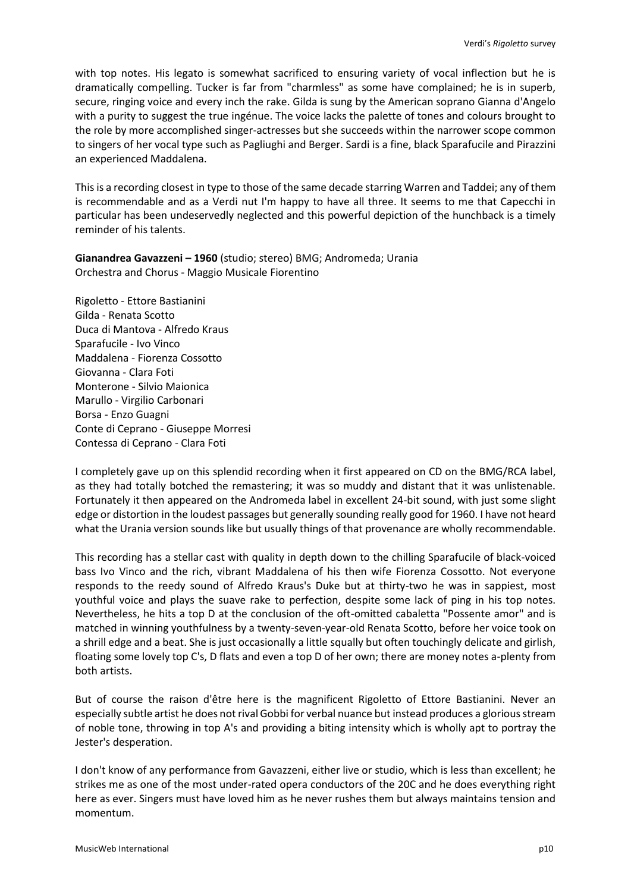with top notes. His legato is somewhat sacrificed to ensuring variety of vocal inflection but he is dramatically compelling. Tucker is far from "charmless" as some have complained; he is in superb, secure, ringing voice and every inch the rake. Gilda is sung by the American soprano Gianna d'Angelo with a purity to suggest the true ingénue. The voice lacks the palette of tones and colours brought to the role by more accomplished singer-actresses but she succeeds within the narrower scope common to singers of her vocal type such as Pagliughi and Berger. Sardi is a fine, black Sparafucile and Pirazzini an experienced Maddalena.

This is a recording closest in type to those of the same decade starring Warren and Taddei; any of them is recommendable and as a Verdi nut I'm happy to have all three. It seems to me that Capecchi in particular has been undeservedly neglected and this powerful depiction of the hunchback is a timely reminder of his talents.

**Gianandrea Gavazzeni – 1960** (studio; stereo) BMG; Andromeda; Urania
Orchestra and Chorus - Maggio Musicale Fiorentino

Rigoletto - Ettore Bastianini
Gilda - Renata Scotto
Duca di Mantova - Alfredo Kraus
Sparafucile - Ivo Vinco
Maddalena - Fiorenza Cossotto
Giovanna - Clara Foti
Monterone - Silvio Maionica
Marullo - Virgilio Carbonari
Borsa - Enzo Guagni
Conte di Ceprano - Giuseppe Morresi
Contessa di Ceprano - Clara Foti

I completely gave up on this splendid recording when it first appeared on CD on the BMG/RCA label, as they had totally botched the remastering; it was so muddy and distant that it was unlistenable. Fortunately it then appeared on the Andromeda label in excellent 24-bit sound, with just some slight edge or distortion in the loudest passages but generally sounding really good for 1960. I have not heard what the Urania version sounds like but usually things of that provenance are wholly recommendable.

This recording has a stellar cast with quality in depth down to the chilling Sparafucile of black-voiced bass Ivo Vinco and the rich, vibrant Maddalena of his then wife Fiorenza Cossotto. Not everyone responds to the reedy sound of Alfredo Kraus's Duke but at thirty-two he was in sappiest, most youthful voice and plays the suave rake to perfection, despite some lack of ping in his top notes. Nevertheless, he hits a top D at the conclusion of the oft-omitted cabaletta "Possente amor" and is matched in winning youthfulness by a twenty-seven-year-old Renata Scotto, before her voice took on a shrill edge and a beat. She is just occasionally a little squally but often touchingly delicate and girlish, floating some lovely top C's, D flats and even a top D of her own; there are money notes a-plenty from both artists.

But of course the raison d'être here is the magnificent Rigoletto of Ettore Bastianini. Never an especially subtle artist he does not rival Gobbi for verbal nuance but instead produces a glorious stream of noble tone, throwing in top A's and providing a biting intensity which is wholly apt to portray the Jester's desperation.

I don't know of any performance from Gavazzeni, either live or studio, which is less than excellent; he strikes me as one of the most under-rated opera conductors of the 20C and he does everything right here as ever. Singers must have loved him as he never rushes them but always maintains tension and momentum.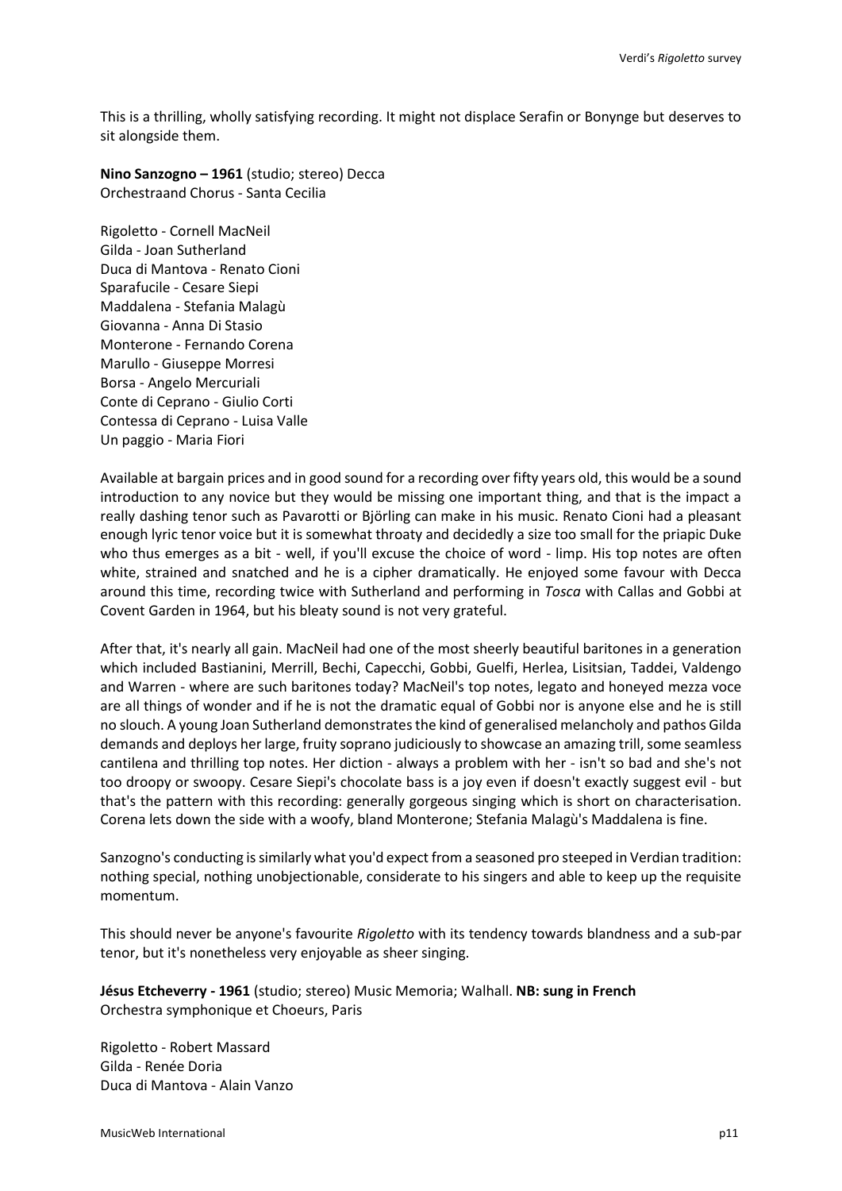This is a thrilling, wholly satisfying recording. It might not displace Serafin or Bonynge but deserves to sit alongside them.

**Nino Sanzogno – 1961** (studio; stereo) Decca
Orchestraand Chorus - Santa Cecilia

Rigoletto - Cornell MacNeil
Gilda - Joan Sutherland
Duca di Mantova - Renato Cioni
Sparafucile - Cesare Siepi
Maddalena - Stefania Malagù
Giovanna - Anna Di Stasio
Monterone - Fernando Corena
Marullo - Giuseppe Morresi
Borsa - Angelo Mercuriali
Conte di Ceprano - Giulio Corti
Contessa di Ceprano - Luisa Valle
Un paggio - Maria Fiori

Available at bargain prices and in good sound for a recording over fifty years old, this would be a sound introduction to any novice but they would be missing one important thing, and that is the impact a really dashing tenor such as Pavarotti or Björling can make in his music. Renato Cioni had a pleasant enough lyric tenor voice but it is somewhat throaty and decidedly a size too small for the priapic Duke who thus emerges as a bit - well, if you'll excuse the choice of word - limp. His top notes are often white, strained and snatched and he is a cipher dramatically. He enjoyed some favour with Decca around this time, recording twice with Sutherland and performing in *Tosca* with Callas and Gobbi at Covent Garden in 1964, but his bleaty sound is not very grateful.

After that, it's nearly all gain. MacNeil had one of the most sheerly beautiful baritones in a generation which included Bastianini, Merrill, Bechi, Capecchi, Gobbi, Guelfi, Herlea, Lisitsian, Taddei, Valdengo and Warren - where are such baritones today? MacNeil's top notes, legato and honeyed mezza voce are all things of wonder and if he is not the dramatic equal of Gobbi nor is anyone else and he is still no slouch. A young Joan Sutherland demonstrates the kind of generalised melancholy and pathos Gilda demands and deploys her large, fruity soprano judiciously to showcase an amazing trill, some seamless cantilena and thrilling top notes. Her diction - always a problem with her - isn't so bad and she's not too droopy or swoopy. Cesare Siepi's chocolate bass is a joy even if doesn't exactly suggest evil - but that's the pattern with this recording: generally gorgeous singing which is short on characterisation. Corena lets down the side with a woofy, bland Monterone; Stefania Malagù's Maddalena is fine.

Sanzogno's conducting is similarly what you'd expect from a seasoned pro steeped in Verdian tradition: nothing special, nothing unobjectionable, considerate to his singers and able to keep up the requisite momentum.

This should never be anyone's favourite *Rigoletto* with its tendency towards blandness and a sub-par tenor, but it's nonetheless very enjoyable as sheer singing.

**Jésus Etcheverry - 1961** (studio; stereo) Music Memoria; Walhall. **NB: sung in French**
Orchestra symphonique et Choeurs, Paris

Rigoletto - Robert Massard
Gilda - Renée Doria
Duca di Mantova - Alain Vanzo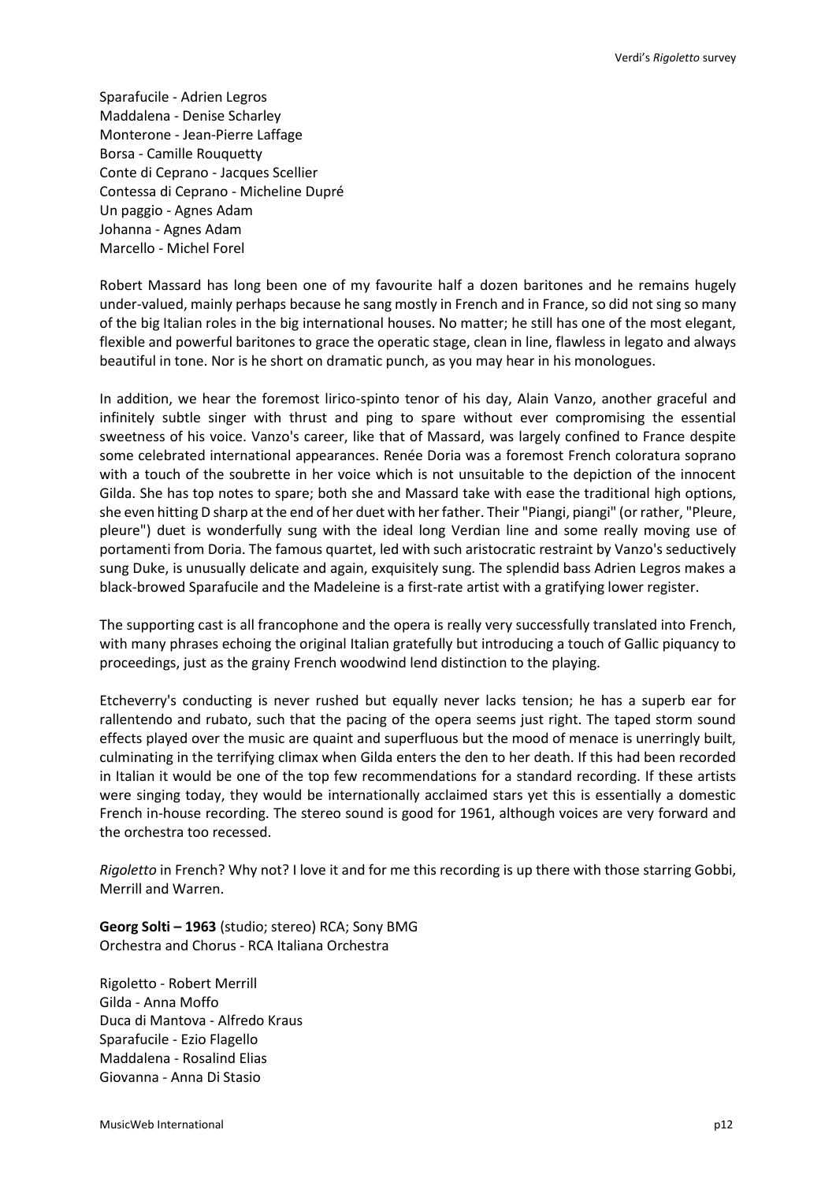Sparafucile - Adrien Legros
Maddalena - Denise Scharley
Monterone - Jean-Pierre Laffage
Borsa - Camille Rouquetty
Conte di Ceprano - Jacques Scellier
Contessa di Ceprano - Micheline Dupré
Un paggio - Agnes Adam
Johanna - Agnes Adam
Marcello - Michel Forel

Robert Massard has long been one of my favourite half a dozen baritones and he remains hugely under-valued, mainly perhaps because he sang mostly in French and in France, so did not sing so many of the big Italian roles in the big international houses. No matter; he still has one of the most elegant, flexible and powerful baritones to grace the operatic stage, clean in line, flawless in legato and always beautiful in tone. Nor is he short on dramatic punch, as you may hear in his monologues.

In addition, we hear the foremost lirico-spinto tenor of his day, Alain Vanzo, another graceful and infinitely subtle singer with thrust and ping to spare without ever compromising the essential sweetness of his voice. Vanzo's career, like that of Massard, was largely confined to France despite some celebrated international appearances. Renée Doria was a foremost French coloratura soprano with a touch of the soubrette in her voice which is not unsuitable to the depiction of the innocent Gilda. She has top notes to spare; both she and Massard take with ease the traditional high options, she even hitting D sharp at the end of her duet with her father. Their "Piangi, piangi" (or rather, "Pleure, pleure") duet is wonderfully sung with the ideal long Verdian line and some really moving use of portamenti from Doria. The famous quartet, led with such aristocratic restraint by Vanzo's seductively sung Duke, is unusually delicate and again, exquisitely sung. The splendid bass Adrien Legros makes a black-browed Sparafucile and the Madeleine is a first-rate artist with a gratifying lower register.

The supporting cast is all francophone and the opera is really very successfully translated into French, with many phrases echoing the original Italian gratefully but introducing a touch of Gallic piquancy to proceedings, just as the grainy French woodwind lend distinction to the playing.

Etcheverry's conducting is never rushed but equally never lacks tension; he has a superb ear for rallentendo and rubato, such that the pacing of the opera seems just right. The taped storm sound effects played over the music are quaint and superfluous but the mood of menace is unerringly built, culminating in the terrifying climax when Gilda enters the den to her death. If this had been recorded in Italian it would be one of the top few recommendations for a standard recording. If these artists were singing today, they would be internationally acclaimed stars yet this is essentially a domestic French in-house recording. The stereo sound is good for 1961, although voices are very forward and the orchestra too recessed.

*Rigoletto* in French? Why not? I love it and for me this recording is up there with those starring Gobbi, Merrill and Warren.

**Georg Solti – 1963** (studio; stereo) RCA; Sony BMG
Orchestra and Chorus - RCA Italiana Orchestra

Rigoletto - Robert Merrill
Gilda - Anna Moffo
Duca di Mantova - Alfredo Kraus
Sparafucile - Ezio Flagello
Maddalena - Rosalind Elias
Giovanna - Anna Di Stasio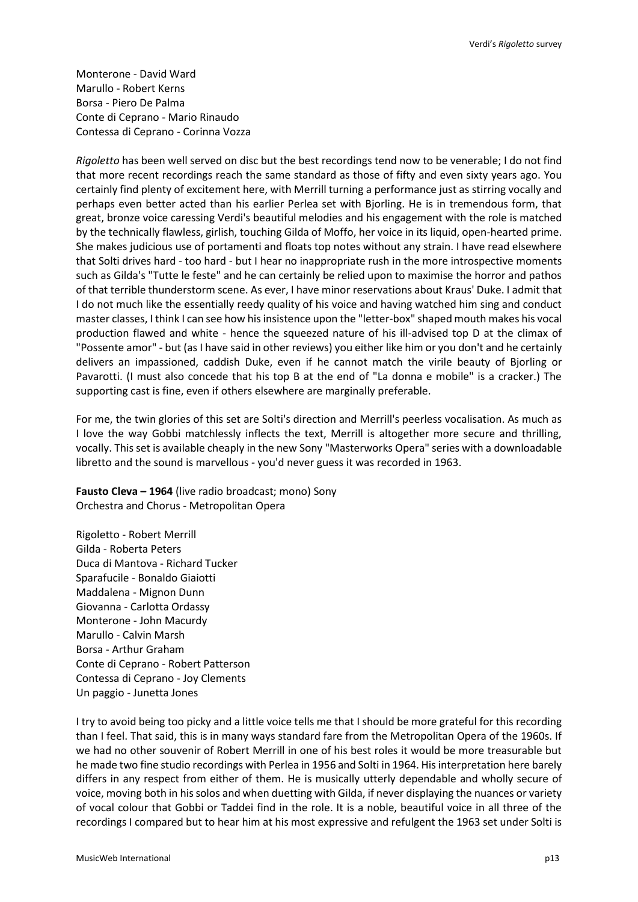Monterone - David Ward
Marullo - Robert Kerns
Borsa - Piero De Palma
Conte di Ceprano - Mario Rinaudo
Contessa di Ceprano - Corinna Vozza

*Rigoletto* has been well served on disc but the best recordings tend now to be venerable; I do not find that more recent recordings reach the same standard as those of fifty and even sixty years ago. You certainly find plenty of excitement here, with Merrill turning a performance just as stirring vocally and perhaps even better acted than his earlier Perlea set with Bjorling. He is in tremendous form, that great, bronze voice caressing Verdi's beautiful melodies and his engagement with the role is matched by the technically flawless, girlish, touching Gilda of Moffo, her voice in its liquid, open-hearted prime. She makes judicious use of portamenti and floats top notes without any strain. I have read elsewhere that Solti drives hard - too hard - but I hear no inappropriate rush in the more introspective moments such as Gilda's "Tutte le feste" and he can certainly be relied upon to maximise the horror and pathos of that terrible thunderstorm scene. As ever, I have minor reservations about Kraus' Duke. I admit that I do not much like the essentially reedy quality of his voice and having watched him sing and conduct master classes, I think I can see how his insistence upon the "letter-box" shaped mouth makes his vocal production flawed and white - hence the squeezed nature of his ill-advised top D at the climax of "Possente amor" - but (as I have said in other reviews) you either like him or you don't and he certainly delivers an impassioned, caddish Duke, even if he cannot match the virile beauty of Bjorling or Pavarotti. (I must also concede that his top B at the end of "La donna e mobile" is a cracker.) The supporting cast is fine, even if others elsewhere are marginally preferable.

For me, the twin glories of this set are Solti's direction and Merrill's peerless vocalisation. As much as I love the way Gobbi matchlessly inflects the text, Merrill is altogether more secure and thrilling, vocally. This set is available cheaply in the new Sony "Masterworks Opera" series with a downloadable libretto and the sound is marvellous - you'd never guess it was recorded in 1963.

**Fausto Cleva – 1964** (live radio broadcast; mono) Sony
Orchestra and Chorus - Metropolitan Opera

Rigoletto - Robert Merrill
Gilda - Roberta Peters
Duca di Mantova - Richard Tucker
Sparafucile - Bonaldo Giaiotti
Maddalena - Mignon Dunn
Giovanna - Carlotta Ordassy
Monterone - John Macurdy
Marullo - Calvin Marsh
Borsa - Arthur Graham
Conte di Ceprano - Robert Patterson
Contessa di Ceprano - Joy Clements
Un paggio - Junetta Jones

I try to avoid being too picky and a little voice tells me that I should be more grateful for this recording than I feel. That said, this is in many ways standard fare from the Metropolitan Opera of the 1960s. If we had no other souvenir of Robert Merrill in one of his best roles it would be more treasurable but he made two fine studio recordings with Perlea in 1956 and Solti in 1964. His interpretation here barely differs in any respect from either of them. He is musically utterly dependable and wholly secure of voice, moving both in his solos and when duetting with Gilda, if never displaying the nuances or variety of vocal colour that Gobbi or Taddei find in the role. It is a noble, beautiful voice in all three of the recordings I compared but to hear him at his most expressive and refulgent the 1963 set under Solti is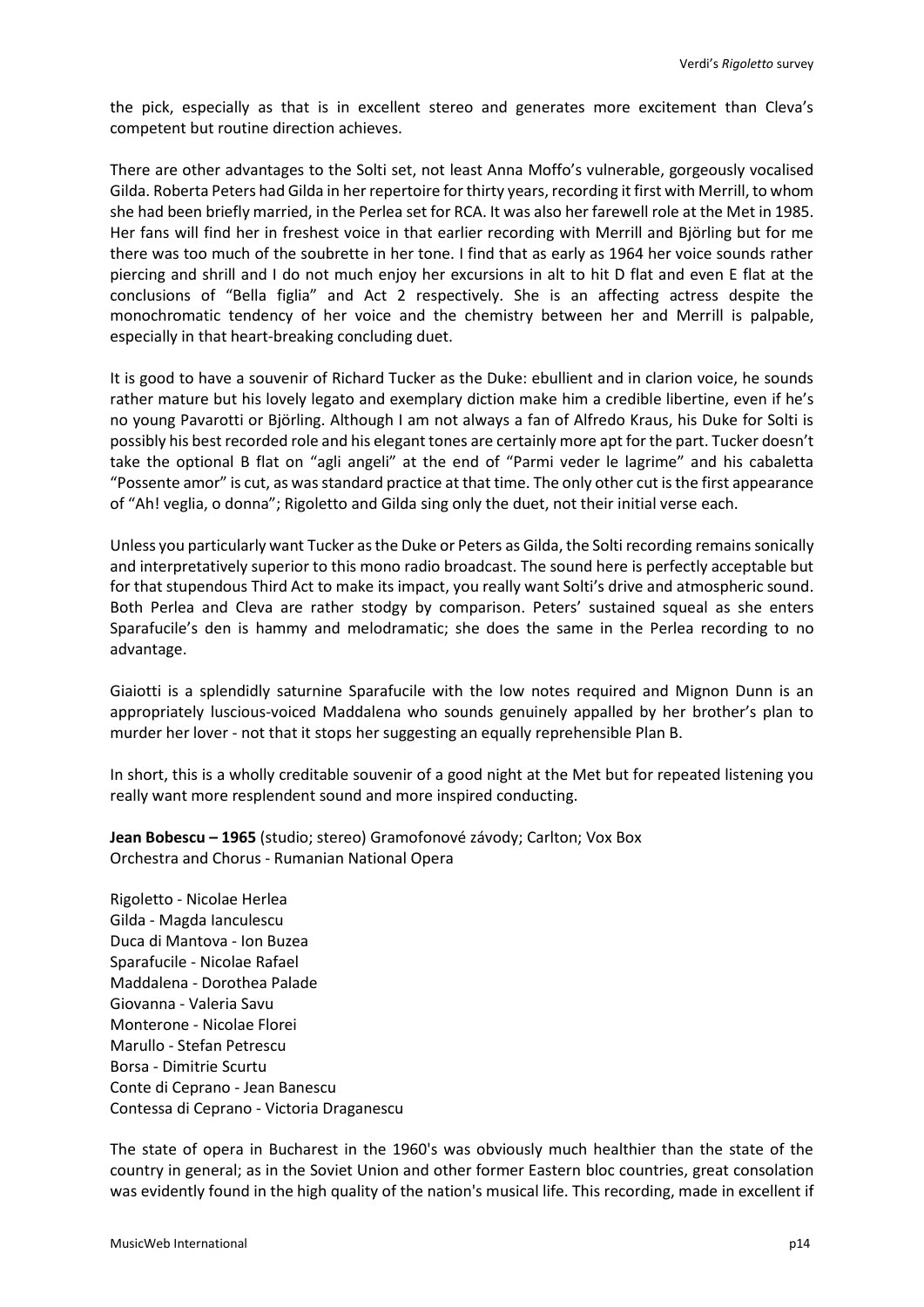the pick, especially as that is in excellent stereo and generates more excitement than Cleva's competent but routine direction achieves.

There are other advantages to the Solti set, not least Anna Moffo's vulnerable, gorgeously vocalised Gilda. Roberta Peters had Gilda in her repertoire for thirty years, recording it first with Merrill, to whom she had been briefly married, in the Perlea set for RCA. It was also her farewell role at the Met in 1985. Her fans will find her in freshest voice in that earlier recording with Merrill and Björling but for me there was too much of the soubrette in her tone. I find that as early as 1964 her voice sounds rather piercing and shrill and I do not much enjoy her excursions in alt to hit D flat and even E flat at the conclusions of "Bella figlia" and Act 2 respectively. She is an affecting actress despite the monochromatic tendency of her voice and the chemistry between her and Merrill is palpable, especially in that heart-breaking concluding duet.

It is good to have a souvenir of Richard Tucker as the Duke: ebullient and in clarion voice, he sounds rather mature but his lovely legato and exemplary diction make him a credible libertine, even if he's no young Pavarotti or Björling. Although I am not always a fan of Alfredo Kraus, his Duke for Solti is possibly his best recorded role and his elegant tones are certainly more apt for the part. Tucker doesn't take the optional B flat on "agli angeli" at the end of "Parmi veder le lagrime" and his cabaletta "Possente amor" is cut, as was standard practice at that time. The only other cut is the first appearance of "Ah! veglia, o donna"; Rigoletto and Gilda sing only the duet, not their initial verse each.

Unless you particularly want Tucker as the Duke or Peters as Gilda, the Solti recording remains sonically and interpretatively superior to this mono radio broadcast. The sound here is perfectly acceptable but for that stupendous Third Act to make its impact, you really want Solti's drive and atmospheric sound. Both Perlea and Cleva are rather stodgy by comparison. Peters' sustained squeal as she enters Sparafucile's den is hammy and melodramatic; she does the same in the Perlea recording to no advantage.

Giaiotti is a splendidly saturnine Sparafucile with the low notes required and Mignon Dunn is an appropriately luscious-voiced Maddalena who sounds genuinely appalled by her brother's plan to murder her lover - not that it stops her suggesting an equally reprehensible Plan B.

In short, this is a wholly creditable souvenir of a good night at the Met but for repeated listening you really want more resplendent sound and more inspired conducting.

**Jean Bobescu – 1965** (studio; stereo) Gramofonové závody; Carlton; Vox Box
Orchestra and Chorus - Rumanian National Opera

Rigoletto - Nicolae Herlea
Gilda - Magda Ianculescu
Duca di Mantova - Ion Buzea
Sparafucile - Nicolae Rafael
Maddalena - Dorothea Palade
Giovanna - Valeria Savu
Monterone - Nicolae Florei
Marullo - Stefan Petrescu
Borsa - Dimitrie Scurtu
Conte di Ceprano - Jean Banescu
Contessa di Ceprano - Victoria Draganescu

The state of opera in Bucharest in the 1960's was obviously much healthier than the state of the country in general; as in the Soviet Union and other former Eastern bloc countries, great consolation was evidently found in the high quality of the nation's musical life. This recording, made in excellent if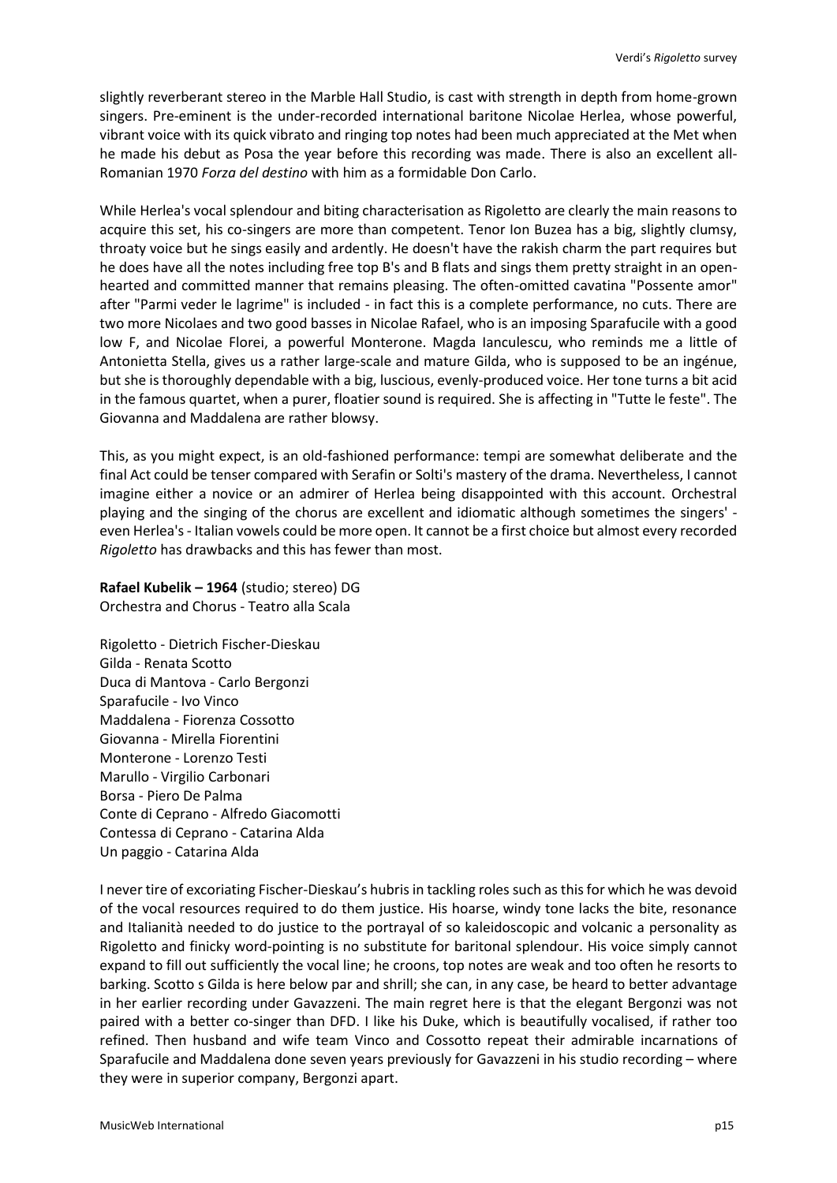slightly reverberant stereo in the Marble Hall Studio, is cast with strength in depth from home-grown singers. Pre-eminent is the under-recorded international baritone Nicolae Herlea, whose powerful, vibrant voice with its quick vibrato and ringing top notes had been much appreciated at the Met when he made his debut as Posa the year before this recording was made. There is also an excellent all-Romanian 1970 *Forza del destino* with him as a formidable Don Carlo.

While Herlea's vocal splendour and biting characterisation as Rigoletto are clearly the main reasons to acquire this set, his co-singers are more than competent. Tenor Ion Buzea has a big, slightly clumsy, throaty voice but he sings easily and ardently. He doesn't have the rakish charm the part requires but he does have all the notes including free top B's and B flats and sings them pretty straight in an open-hearted and committed manner that remains pleasing. The often-omitted cavatina "Possente amor" after "Parmi veder le lagrime" is included - in fact this is a complete performance, no cuts. There are two more Nicolaes and two good basses in Nicolae Rafael, who is an imposing Sparafucile with a good low F, and Nicolae Florei, a powerful Monterone. Magda Ianculescu, who reminds me a little of Antonietta Stella, gives us a rather large-scale and mature Gilda, who is supposed to be an ingénue, but she is thoroughly dependable with a big, luscious, evenly-produced voice. Her tone turns a bit acid in the famous quartet, when a purer, floatier sound is required. She is affecting in "Tutte le feste". The Giovanna and Maddalena are rather blowsy.

This, as you might expect, is an old-fashioned performance: tempi are somewhat deliberate and the final Act could be tenser compared with Serafin or Solti's mastery of the drama. Nevertheless, I cannot imagine either a novice or an admirer of Herlea being disappointed with this account. Orchestral playing and the singing of the chorus are excellent and idiomatic although sometimes the singers' - even Herlea's - Italian vowels could be more open. It cannot be a first choice but almost every recorded *Rigoletto* has drawbacks and this has fewer than most.

**Rafael Kubelik – 1964** (studio; stereo) DG
Orchestra and Chorus - Teatro alla Scala

Rigoletto - Dietrich Fischer-Dieskau
Gilda - Renata Scotto
Duca di Mantova - Carlo Bergonzi
Sparafucile - Ivo Vinco
Maddalena - Fiorenza Cossotto
Giovanna - Mirella Fiorentini
Monterone - Lorenzo Testi
Marullo - Virgilio Carbonari
Borsa - Piero De Palma
Conte di Ceprano - Alfredo Giacomotti
Contessa di Ceprano - Catarina Alda
Un paggio - Catarina Alda

I never tire of excoriating Fischer-Dieskau's hubris in tackling roles such as this for which he was devoid of the vocal resources required to do them justice. His hoarse, windy tone lacks the bite, resonance and Italianità needed to do justice to the portrayal of so kaleidoscopic and volcanic a personality as Rigoletto and finicky word-pointing is no substitute for baritonal splendour. His voice simply cannot expand to fill out sufficiently the vocal line; he croons, top notes are weak and too often he resorts to barking. Scotto s Gilda is here below par and shrill; she can, in any case, be heard to better advantage in her earlier recording under Gavazzeni. The main regret here is that the elegant Bergonzi was not paired with a better co-singer than DFD. I like his Duke, which is beautifully vocalised, if rather too refined. Then husband and wife team Vinco and Cossotto repeat their admirable incarnations of Sparafucile and Maddalena done seven years previously for Gavazzeni in his studio recording – where they were in superior company, Bergonzi apart.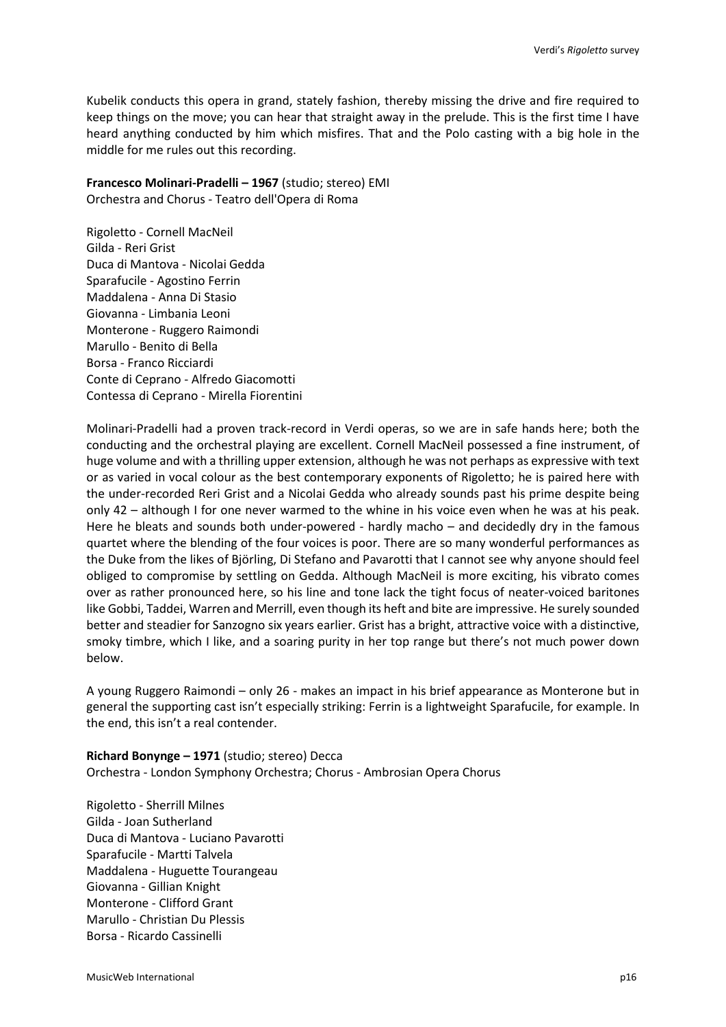Kubelik conducts this opera in grand, stately fashion, thereby missing the drive and fire required to keep things on the move; you can hear that straight away in the prelude. This is the first time I have heard anything conducted by him which misfires. That and the Polo casting with a big hole in the middle for me rules out this recording.

**Francesco Molinari-Pradelli – 1967** (studio; stereo) EMI
Orchestra and Chorus - Teatro dell'Opera di Roma

Rigoletto - Cornell MacNeil
Gilda - Reri Grist
Duca di Mantova - Nicolai Gedda
Sparafucile - Agostino Ferrin
Maddalena - Anna Di Stasio
Giovanna - Limbania Leoni
Monterone - Ruggero Raimondi
Marullo - Benito di Bella
Borsa - Franco Ricciardi
Conte di Ceprano - Alfredo Giacomotti
Contessa di Ceprano - Mirella Fiorentini

Molinari-Pradelli had a proven track-record in Verdi operas, so we are in safe hands here; both the conducting and the orchestral playing are excellent. Cornell MacNeil possessed a fine instrument, of huge volume and with a thrilling upper extension, although he was not perhaps as expressive with text or as varied in vocal colour as the best contemporary exponents of Rigoletto; he is paired here with the under-recorded Reri Grist and a Nicolai Gedda who already sounds past his prime despite being only 42 – although I for one never warmed to the whine in his voice even when he was at his peak. Here he bleats and sounds both under-powered - hardly macho – and decidedly dry in the famous quartet where the blending of the four voices is poor. There are so many wonderful performances as the Duke from the likes of Björling, Di Stefano and Pavarotti that I cannot see why anyone should feel obliged to compromise by settling on Gedda. Although MacNeil is more exciting, his vibrato comes over as rather pronounced here, so his line and tone lack the tight focus of neater-voiced baritones like Gobbi, Taddei, Warren and Merrill, even though its heft and bite are impressive. He surely sounded better and steadier for Sanzogno six years earlier. Grist has a bright, attractive voice with a distinctive, smoky timbre, which I like, and a soaring purity in her top range but there's not much power down below.

A young Ruggero Raimondi – only 26 - makes an impact in his brief appearance as Monterone but in general the supporting cast isn't especially striking: Ferrin is a lightweight Sparafucile, for example. In the end, this isn't a real contender.

**Richard Bonynge – 1971** (studio; stereo) Decca
Orchestra - London Symphony Orchestra; Chorus - Ambrosian Opera Chorus

Rigoletto - Sherrill Milnes
Gilda - Joan Sutherland
Duca di Mantova - Luciano Pavarotti
Sparafucile - Martti Talvela
Maddalena - Huguette Tourangeau
Giovanna - Gillian Knight
Monterone - Clifford Grant
Marullo - Christian Du Plessis
Borsa - Ricardo Cassinelli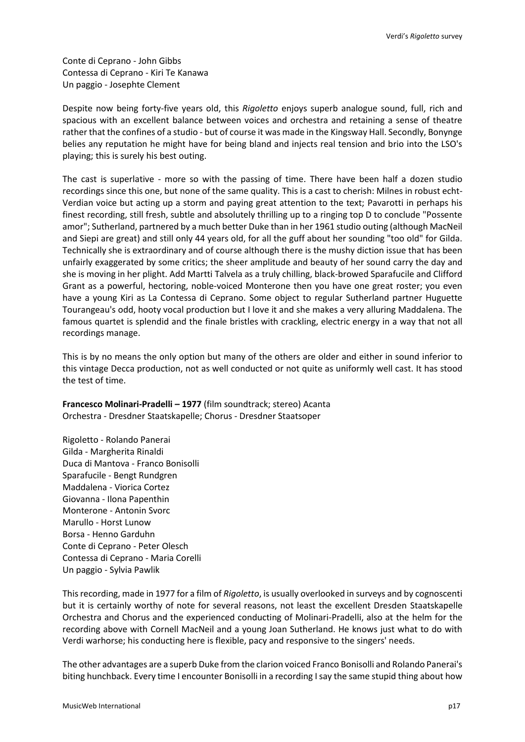Conte di Ceprano - John Gibbs
Contessa di Ceprano - Kiri Te Kanawa
Un paggio - Josephte Clement

Despite now being forty-five years old, this *Rigoletto* enjoys superb analogue sound, full, rich and spacious with an excellent balance between voices and orchestra and retaining a sense of theatre rather that the confines of a studio - but of course it was made in the Kingsway Hall. Secondly, Bonynge belies any reputation he might have for being bland and injects real tension and brio into the LSO's playing; this is surely his best outing.

The cast is superlative - more so with the passing of time. There have been half a dozen studio recordings since this one, but none of the same quality. This is a cast to cherish: Milnes in robust echt-Verdian voice but acting up a storm and paying great attention to the text; Pavarotti in perhaps his finest recording, still fresh, subtle and absolutely thrilling up to a ringing top D to conclude "Possente amor"; Sutherland, partnered by a much better Duke than in her 1961 studio outing (although MacNeil and Siepi are great) and still only 44 years old, for all the guff about her sounding "too old" for Gilda. Technically she is extraordinary and of course although there is the mushy diction issue that has been unfairly exaggerated by some critics; the sheer amplitude and beauty of her sound carry the day and she is moving in her plight. Add Martti Talvela as a truly chilling, black-browed Sparafucile and Clifford Grant as a powerful, hectoring, noble-voiced Monterone then you have one great roster; you even have a young Kiri as La Contessa di Ceprano. Some object to regular Sutherland partner Huguette Tourangeau's odd, hooty vocal production but I love it and she makes a very alluring Maddalena. The famous quartet is splendid and the finale bristles with crackling, electric energy in a way that not all recordings manage.

This is by no means the only option but many of the others are older and either in sound inferior to this vintage Decca production, not as well conducted or not quite as uniformly well cast. It has stood the test of time.

**Francesco Molinari-Pradelli – 1977** (film soundtrack; stereo) Acanta
Orchestra - Dresdner Staatskapelle; Chorus - Dresdner Staatsoper

Rigoletto - Rolando Panerai
Gilda - Margherita Rinaldi
Duca di Mantova - Franco Bonisolli
Sparafucile - Bengt Rundgren
Maddalena - Viorica Cortez
Giovanna - Ilona Papenthin
Monterone - Antonin Svorc
Marullo - Horst Lunow
Borsa - Henno Garduhn
Conte di Ceprano - Peter Olesch
Contessa di Ceprano - Maria Corelli
Un paggio - Sylvia Pawlik

This recording, made in 1977 for a film of *Rigoletto*, is usually overlooked in surveys and by cognoscenti but it is certainly worthy of note for several reasons, not least the excellent Dresden Staatskapelle Orchestra and Chorus and the experienced conducting of Molinari-Pradelli, also at the helm for the recording above with Cornell MacNeil and a young Joan Sutherland. He knows just what to do with Verdi warhorse; his conducting here is flexible, pacy and responsive to the singers' needs.

The other advantages are a superb Duke from the clarion voiced Franco Bonisolli and Rolando Panerai's biting hunchback. Every time I encounter Bonisolli in a recording I say the same stupid thing about how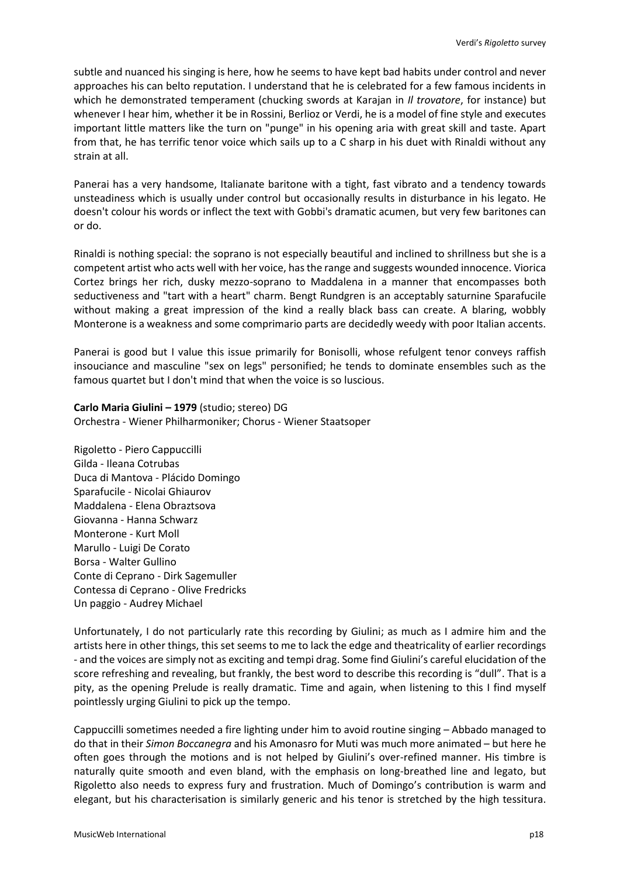subtle and nuanced his singing is here, how he seems to have kept bad habits under control and never approaches his can belto reputation. I understand that he is celebrated for a few famous incidents in which he demonstrated temperament (chucking swords at Karajan in *Il trovatore*, for instance) but whenever I hear him, whether it be in Rossini, Berlioz or Verdi, he is a model of fine style and executes important little matters like the turn on "punge" in his opening aria with great skill and taste. Apart from that, he has terrific tenor voice which sails up to a C sharp in his duet with Rinaldi without any strain at all.

Panerai has a very handsome, Italianate baritone with a tight, fast vibrato and a tendency towards unsteadiness which is usually under control but occasionally results in disturbance in his legato. He doesn't colour his words or inflect the text with Gobbi's dramatic acumen, but very few baritones can or do.

Rinaldi is nothing special: the soprano is not especially beautiful and inclined to shrillness but she is a competent artist who acts well with her voice, has the range and suggests wounded innocence. Viorica Cortez brings her rich, dusky mezzo-soprano to Maddalena in a manner that encompasses both seductiveness and "tart with a heart" charm. Bengt Rundgren is an acceptably saturnine Sparafucile without making a great impression of the kind a really black bass can create. A blaring, wobbly Monterone is a weakness and some comprimario parts are decidedly weedy with poor Italian accents.

Panerai is good but I value this issue primarily for Bonisolli, whose refulgent tenor conveys raffish insouciance and masculine "sex on legs" personified; he tends to dominate ensembles such as the famous quartet but I don't mind that when the voice is so luscious.

**Carlo Maria Giulini – 1979** (studio; stereo) DG
Orchestra - Wiener Philharmoniker; Chorus - Wiener Staatsoper

Rigoletto - Piero Cappuccilli
Gilda - Ileana Cotrubas
Duca di Mantova - Plácido Domingo
Sparafucile - Nicolai Ghiaurov
Maddalena - Elena Obraztsova
Giovanna - Hanna Schwarz
Monterone - Kurt Moll
Marullo - Luigi De Corato
Borsa - Walter Gullino
Conte di Ceprano - Dirk Sagemuller
Contessa di Ceprano - Olive Fredricks
Un paggio - Audrey Michael

Unfortunately, I do not particularly rate this recording by Giulini; as much as I admire him and the artists here in other things, this set seems to me to lack the edge and theatricality of earlier recordings - and the voices are simply not as exciting and tempi drag. Some find Giulini's careful elucidation of the score refreshing and revealing, but frankly, the best word to describe this recording is "dull". That is a pity, as the opening Prelude is really dramatic. Time and again, when listening to this I find myself pointlessly urging Giulini to pick up the tempo.

Cappuccilli sometimes needed a fire lighting under him to avoid routine singing – Abbado managed to do that in their *Simon Boccanegra* and his Amonasro for Muti was much more animated – but here he often goes through the motions and is not helped by Giulini's over-refined manner. His timbre is naturally quite smooth and even bland, with the emphasis on long-breathed line and legato, but Rigoletto also needs to express fury and frustration. Much of Domingo's contribution is warm and elegant, but his characterisation is similarly generic and his tenor is stretched by the high tessitura.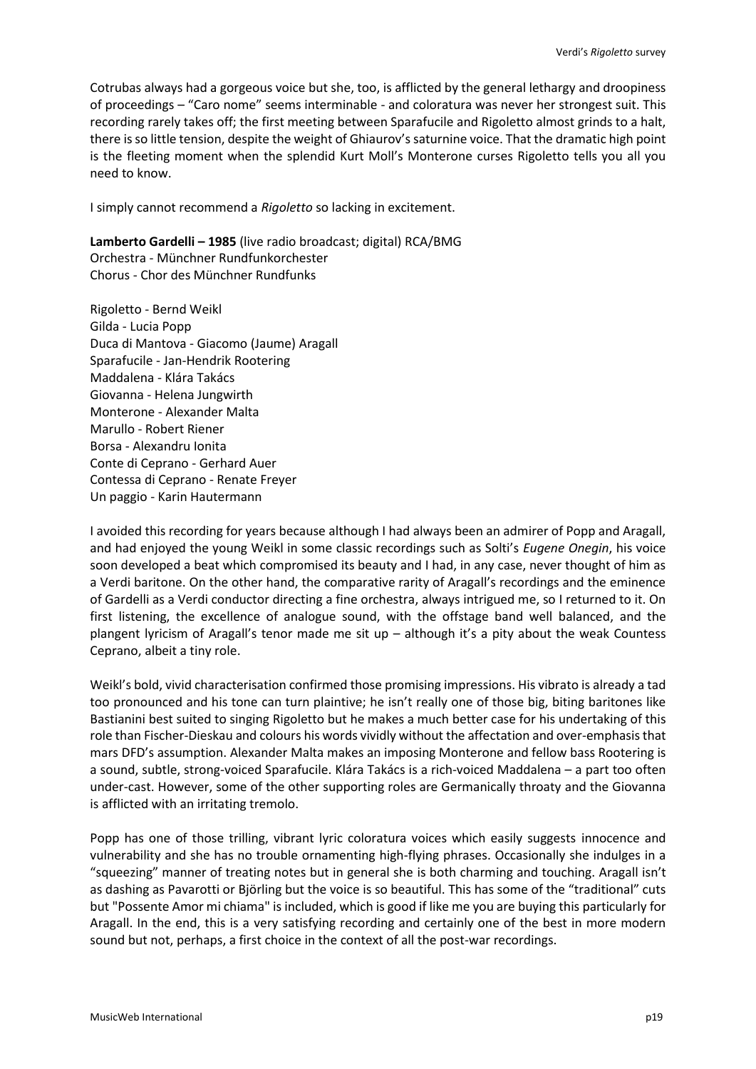Cotrubas always had a gorgeous voice but she, too, is afflicted by the general lethargy and droopiness of proceedings – "Caro nome" seems interminable - and coloratura was never her strongest suit. This recording rarely takes off; the first meeting between Sparafucile and Rigoletto almost grinds to a halt, there is so little tension, despite the weight of Ghiaurov's saturnine voice. That the dramatic high point is the fleeting moment when the splendid Kurt Moll's Monterone curses Rigoletto tells you all you need to know.

I simply cannot recommend a *Rigoletto* so lacking in excitement.

**Lamberto Gardelli – 1985** (live radio broadcast; digital) RCA/BMG
Orchestra - Münchner Rundfunkorchester
Chorus - Chor des Münchner Rundfunks

Rigoletto - Bernd Weikl
Gilda - Lucia Popp
Duca di Mantova - Giacomo (Jaume) Aragall
Sparafucile - Jan-Hendrik Rootering
Maddalena - Klára Takács
Giovanna - Helena Jungwirth
Monterone - Alexander Malta
Marullo - Robert Riener
Borsa - Alexandru Ionita
Conte di Ceprano - Gerhard Auer
Contessa di Ceprano - Renate Freyer
Un paggio - Karin Hautermann

I avoided this recording for years because although I had always been an admirer of Popp and Aragall, and had enjoyed the young Weikl in some classic recordings such as Solti's *Eugene Onegin*, his voice soon developed a beat which compromised its beauty and I had, in any case, never thought of him as a Verdi baritone. On the other hand, the comparative rarity of Aragall's recordings and the eminence of Gardelli as a Verdi conductor directing a fine orchestra, always intrigued me, so I returned to it. On first listening, the excellence of analogue sound, with the offstage band well balanced, and the plangent lyricism of Aragall's tenor made me sit up – although it's a pity about the weak Countess Ceprano, albeit a tiny role.

Weikl's bold, vivid characterisation confirmed those promising impressions. His vibrato is already a tad too pronounced and his tone can turn plaintive; he isn't really one of those big, biting baritones like Bastianini best suited to singing Rigoletto but he makes a much better case for his undertaking of this role than Fischer-Dieskau and colours his words vividly without the affectation and over-emphasis that mars DFD's assumption. Alexander Malta makes an imposing Monterone and fellow bass Rootering is a sound, subtle, strong-voiced Sparafucile. Klára Takács is a rich-voiced Maddalena – a part too often under-cast. However, some of the other supporting roles are Germanically throaty and the Giovanna is afflicted with an irritating tremolo.

Popp has one of those trilling, vibrant lyric coloratura voices which easily suggests innocence and vulnerability and she has no trouble ornamenting high-flying phrases. Occasionally she indulges in a "squeezing" manner of treating notes but in general she is both charming and touching. Aragall isn't as dashing as Pavarotti or Björling but the voice is so beautiful. This has some of the "traditional" cuts but "Possente Amor mi chiama" is included, which is good if like me you are buying this particularly for Aragall. In the end, this is a very satisfying recording and certainly one of the best in more modern sound but not, perhaps, a first choice in the context of all the post-war recordings.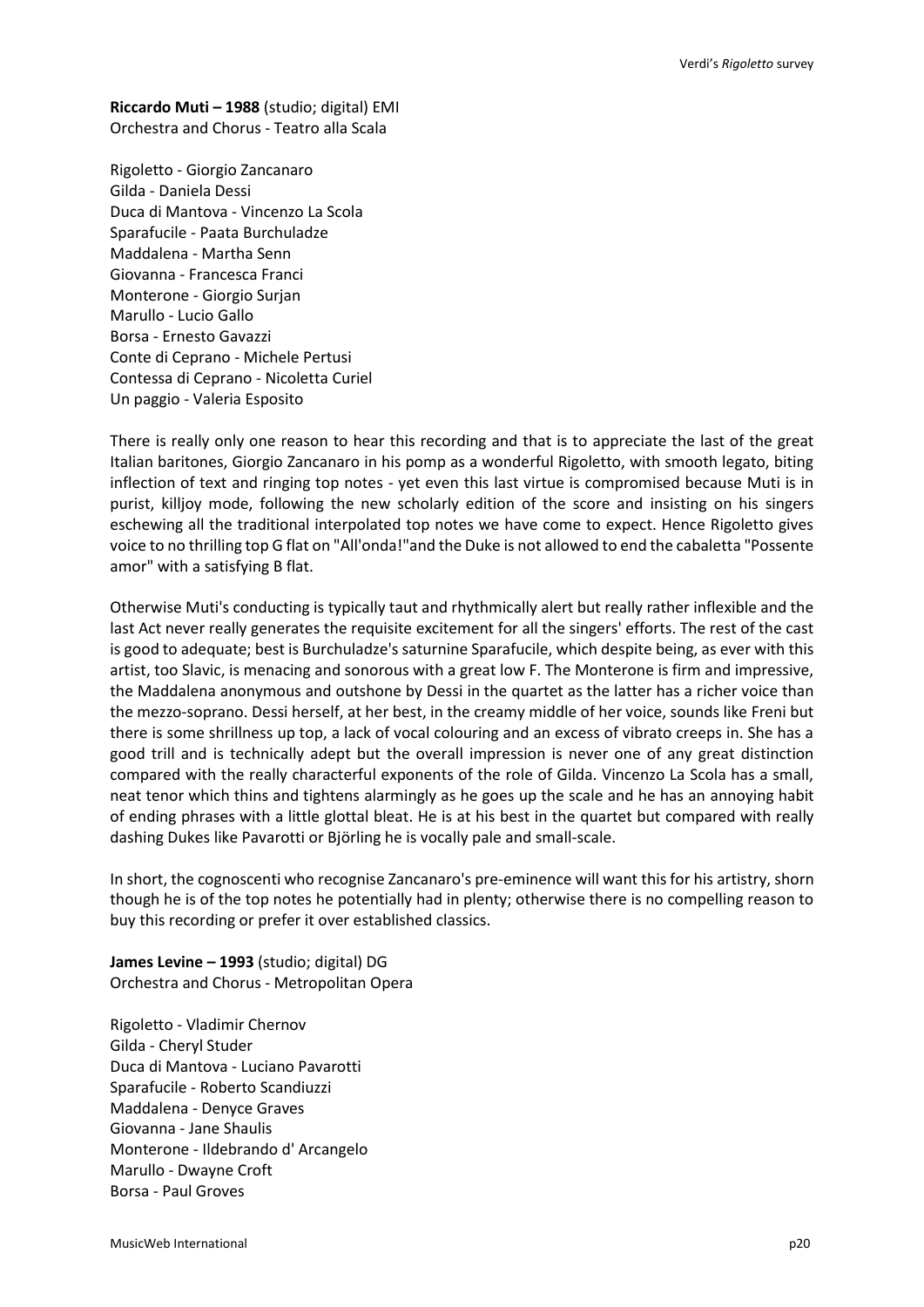**Riccardo Muti – 1988** (studio; digital) EMI
Orchestra and Chorus - Teatro alla Scala

Rigoletto - Giorgio Zancanaro
Gilda - Daniela Dessi
Duca di Mantova - Vincenzo La Scola
Sparafucile - Paata Burchuladze
Maddalena - Martha Senn
Giovanna - Francesca Franci
Monterone - Giorgio Surjan
Marullo - Lucio Gallo
Borsa - Ernesto Gavazzi
Conte di Ceprano - Michele Pertusi
Contessa di Ceprano - Nicoletta Curiel
Un paggio - Valeria Esposito

There is really only one reason to hear this recording and that is to appreciate the last of the great Italian baritones, Giorgio Zancanaro in his pomp as a wonderful Rigoletto, with smooth legato, biting inflection of text and ringing top notes - yet even this last virtue is compromised because Muti is in purist, killjoy mode, following the new scholarly edition of the score and insisting on his singers eschewing all the traditional interpolated top notes we have come to expect. Hence Rigoletto gives voice to no thrilling top G flat on "All'onda!"and the Duke is not allowed to end the cabaletta "Possente amor" with a satisfying B flat.

Otherwise Muti's conducting is typically taut and rhythmically alert but really rather inflexible and the last Act never really generates the requisite excitement for all the singers' efforts. The rest of the cast is good to adequate; best is Burchuladze's saturnine Sparafucile, which despite being, as ever with this artist, too Slavic, is menacing and sonorous with a great low F. The Monterone is firm and impressive, the Maddalena anonymous and outshone by Dessi in the quartet as the latter has a richer voice than the mezzo-soprano. Dessi herself, at her best, in the creamy middle of her voice, sounds like Freni but there is some shrillness up top, a lack of vocal colouring and an excess of vibrato creeps in. She has a good trill and is technically adept but the overall impression is never one of any great distinction compared with the really characterful exponents of the role of Gilda. Vincenzo La Scola has a small, neat tenor which thins and tightens alarmingly as he goes up the scale and he has an annoying habit of ending phrases with a little glottal bleat. He is at his best in the quartet but compared with really dashing Dukes like Pavarotti or Björling he is vocally pale and small-scale.

In short, the cognoscenti who recognise Zancanaro's pre-eminence will want this for his artistry, shorn though he is of the top notes he potentially had in plenty; otherwise there is no compelling reason to buy this recording or prefer it over established classics.

**James Levine – 1993** (studio; digital) DG
Orchestra and Chorus - Metropolitan Opera

Rigoletto - Vladimir Chernov
Gilda - Cheryl Studer
Duca di Mantova - Luciano Pavarotti
Sparafucile - Roberto Scandiuzzi
Maddalena - Denyce Graves
Giovanna - Jane Shaulis
Monterone - Ildebrando d' Arcangelo
Marullo - Dwayne Croft
Borsa - Paul Groves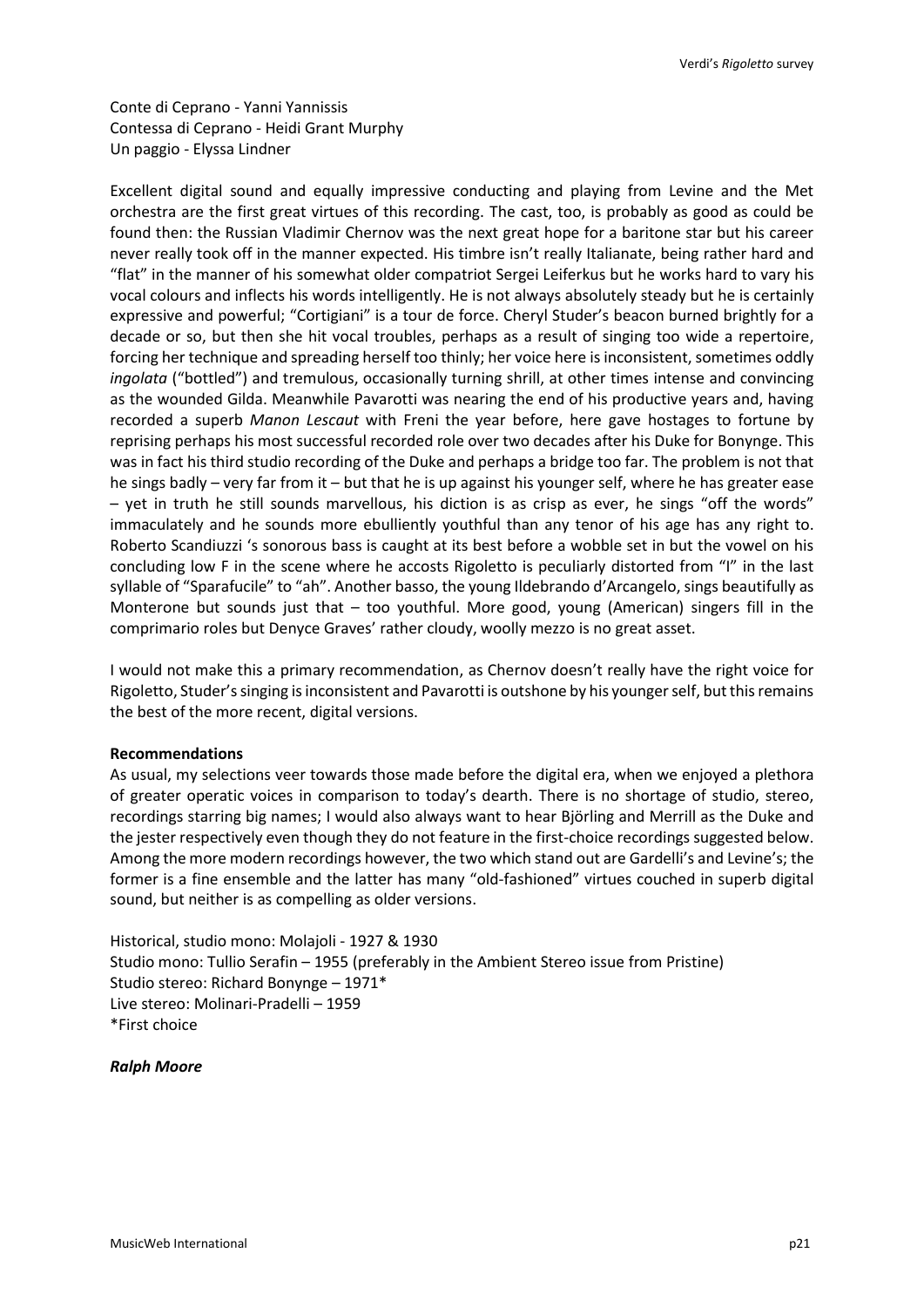Conte di Ceprano - Yanni Yannissis
Contessa di Ceprano - Heidi Grant Murphy
Un paggio - Elyssa Lindner

Excellent digital sound and equally impressive conducting and playing from Levine and the Met orchestra are the first great virtues of this recording. The cast, too, is probably as good as could be found then: the Russian Vladimir Chernov was the next great hope for a baritone star but his career never really took off in the manner expected. His timbre isn't really Italianate, being rather hard and "flat" in the manner of his somewhat older compatriot Sergei Leiferkus but he works hard to vary his vocal colours and inflects his words intelligently. He is not always absolutely steady but he is certainly expressive and powerful; "Cortigiani" is a tour de force. Cheryl Studer's beacon burned brightly for a decade or so, but then she hit vocal troubles, perhaps as a result of singing too wide a repertoire, forcing her technique and spreading herself too thinly; her voice here is inconsistent, sometimes oddly *ingolata* ("bottled") and tremulous, occasionally turning shrill, at other times intense and convincing as the wounded Gilda. Meanwhile Pavarotti was nearing the end of his productive years and, having recorded a superb *Manon Lescaut* with Freni the year before, here gave hostages to fortune by reprising perhaps his most successful recorded role over two decades after his Duke for Bonynge. This was in fact his third studio recording of the Duke and perhaps a bridge too far. The problem is not that he sings badly – very far from it – but that he is up against his younger self, where he has greater ease – yet in truth he still sounds marvellous, his diction is as crisp as ever, he sings "off the words" immaculately and he sounds more ebulliently youthful than any tenor of his age has any right to. Roberto Scandiuzzi 's sonorous bass is caught at its best before a wobble set in but the vowel on his concluding low F in the scene where he accosts Rigoletto is peculiarly distorted from "I" in the last syllable of "Sparafucile" to "ah". Another basso, the young Ildebrando d'Arcangelo, sings beautifully as Monterone but sounds just that – too youthful. More good, young (American) singers fill in the comprimario roles but Denyce Graves' rather cloudy, woolly mezzo is no great asset.

I would not make this a primary recommendation, as Chernov doesn't really have the right voice for Rigoletto, Studer's singing is inconsistent and Pavarotti is outshone by his younger self, but this remains the best of the more recent, digital versions.

**Recommendations**

As usual, my selections veer towards those made before the digital era, when we enjoyed a plethora of greater operatic voices in comparison to today's dearth. There is no shortage of studio, stereo, recordings starring big names; I would also always want to hear Björling and Merrill as the Duke and the jester respectively even though they do not feature in the first-choice recordings suggested below. Among the more modern recordings however, the two which stand out are Gardelli's and Levine's; the former is a fine ensemble and the latter has many "old-fashioned" virtues couched in superb digital sound, but neither is as compelling as older versions.

Historical, studio mono: Molajoli - 1927 & 1930
Studio mono: Tullio Serafin – 1955 (preferably in the Ambient Stereo issue from Pristine)
Studio stereo: Richard Bonynge – 1971*
Live stereo: Molinari-Pradelli – 1959
*First choice

***Ralph Moore***